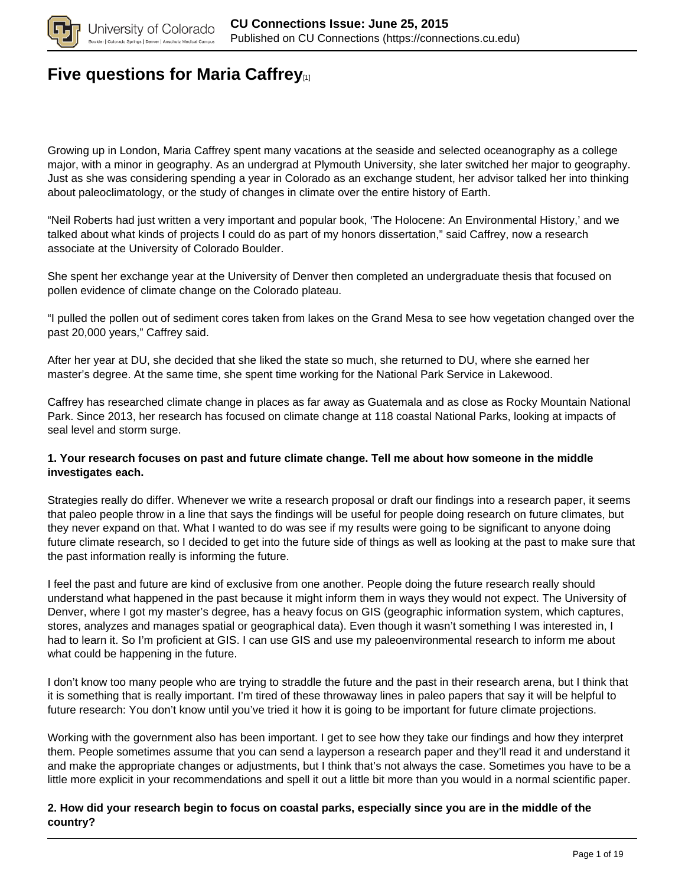# Five questions for Maria Caffrey[1]

Growing up in London, Maria Caffrey spent many vacations at the seaside and selected oceanography as a college major, with a minor in geography. As an undergrad at Plymouth University, she later switched her major to geography. Just as she was considering spending a year in Colorado as an exchange student, her advisor talked her into thinking about paleoclimatology, or the study of changes in climate over the entire history of Earth.

"Neil Roberts had just written a very important and popular book, 'The Holocene: An Environmental History,' and we talked about what kinds of projects I could do as part of my honors dissertation," said Caffrey, now a research associate at the University of Colorado Boulder.

She spent her exchange year at the University of Denver then completed an undergraduate thesis that focused on pollen evidence of climate change on the Colorado plateau.

"I pulled the pollen out of sediment cores taken from lakes on the Grand Mesa to see how vegetation changed over the past 20,000 years," Caffrey said.

After her year at DU, she decided that she liked the state so much, she returned to DU, where she earned her master's degree. At the same time, she spent time working for the National Park Service in Lakewood.

Caffrey has researched climate change in places as far away as Guatemala and as close as Rocky Mountain National Park. Since 2013, her research has focused on climate change at 118 coastal National Parks, looking at impacts of seal level and storm surge.

**1. Your research focuses on past and future climate change. Tell me about how someone in the middle investigates each.**

Strategies really do differ. Whenever we write a research proposal or draft our findings into a research paper, it seems that paleo people throw in a line that says the findings will be useful for people doing research on future climates, but they never expand on that. What I wanted to do was see if my results were going to be significant to anyone doing future climate research, so I decided to get into the future side of things as well as looking at the past to make sure that the past information really is informing the future.

I feel the past and future are kind of exclusive from one another. People doing the future research really should understand what happened in the past because it might inform them in ways they would not expect. The University of Denver, where I got my master's degree, has a heavy focus on GIS (geographic information system, which captures, stores, analyzes and manages spatial or geographical data). Even though it wasn't something I was interested in, I had to learn it. So I'm proficient at GIS. I can use GIS and use my paleoenvironmental research to inform me about what could be happening in the future.

I don't know too many people who are trying to straddle the future and the past in their research arena, but I think that it is something that is really important. I'm tired of these throwaway lines in paleo papers that say it will be helpful to future research: You don't know until you've tried it how it is going to be important for future climate projections.

Working with the government also has been important. I get to see how they take our findings and how they interpret them. People sometimes assume that you can send a layperson a research paper and they'll read it and understand it and make the appropriate changes or adjustments, but I think that's not always the case. Sometimes you have to be a little more explicit in your recommendations and spell it out a little bit more than you would in a normal scientific paper.

**2. How did your research begin to focus on coastal parks, especially since you are in the middle of the country?**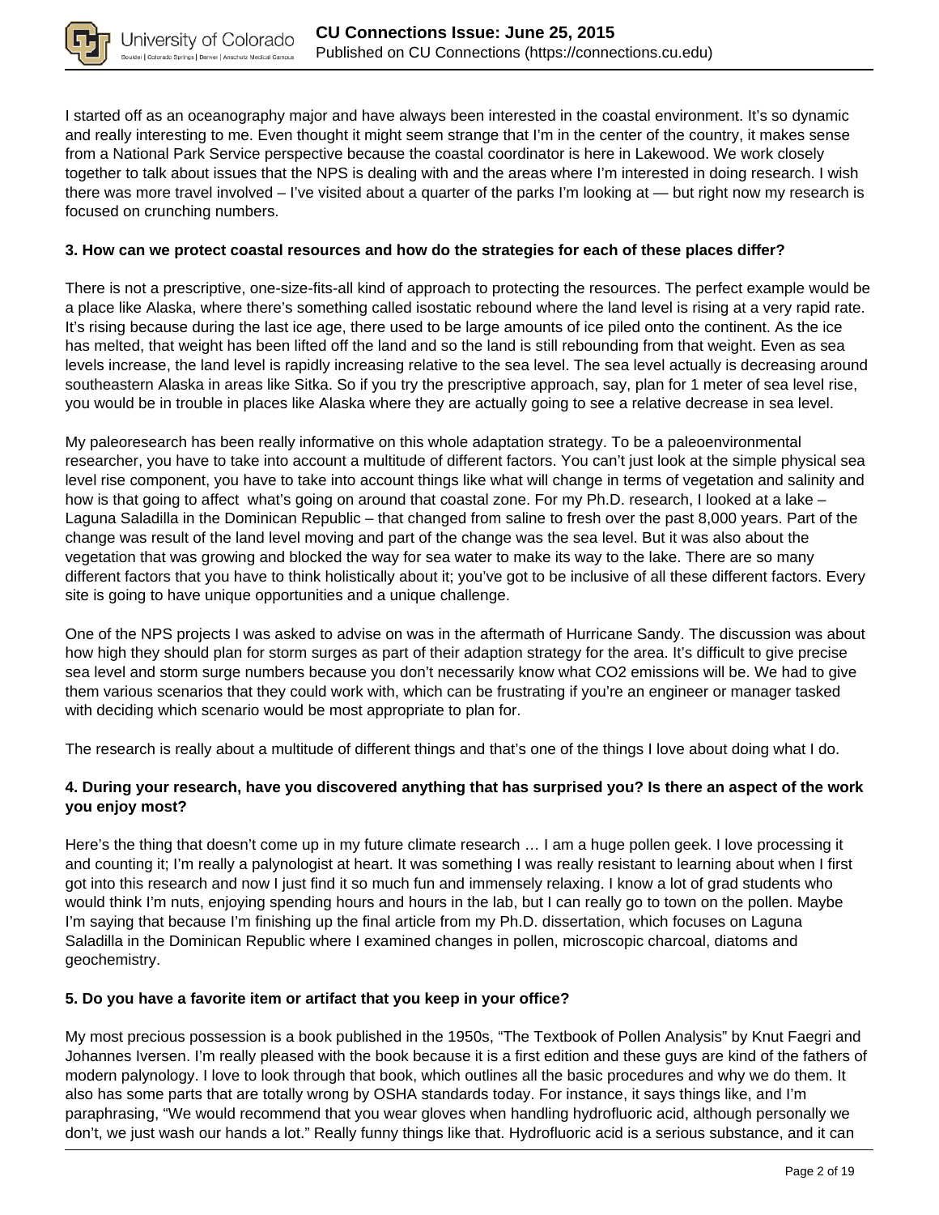I started off as an oceanography major and have always been interested in the coastal environment. It's so dynamic and really interesting to me. Even thought it might seem strange that I'm in the center of the country, it makes sense from a National Park Service perspective because the coastal coordinator is here in Lakewood. We work closely together to talk about issues that the NPS is dealing with and the areas where I'm interested in doing research. I wish there was more travel involved – I've visited about a quarter of the parks I'm looking at — but right now my research is focused on crunching numbers.

**3. How can we protect coastal resources and how do the strategies for each of these places differ?**

There is not a prescriptive, one-size-fits-all kind of approach to protecting the resources. The perfect example would be a place like Alaska, where there's something called isostatic rebound where the land level is rising at a very rapid rate. It's rising because during the last ice age, there used to be large amounts of ice piled onto the continent. As the ice has melted, that weight has been lifted off the land and so the land is still rebounding from that weight. Even as sea levels increase, the land level is rapidly increasing relative to the sea level. The sea level actually is decreasing around southeastern Alaska in areas like Sitka. So if you try the prescriptive approach, say, plan for 1 meter of sea level rise, you would be in trouble in places like Alaska where they are actually going to see a relative decrease in sea level.

My paleoresearch has been really informative on this whole adaptation strategy. To be a paleoenvironmental researcher, you have to take into account a multitude of different factors. You can't just look at the simple physical sea level rise component, you have to take into account things like what will change in terms of vegetation and salinity and how is that going to affect what's going on around that coastal zone. For my Ph.D. research, I looked at a lake – Laguna Saladilla in the Dominican Republic – that changed from saline to fresh over the past 8,000 years. Part of the change was result of the land level moving and part of the change was the sea level. But it was also about the vegetation that was growing and blocked the way for sea water to make its way to the lake. There are so many different factors that you have to think holistically about it; you've got to be inclusive of all these different factors. Every site is going to have unique opportunities and a unique challenge.

One of the NPS projects I was asked to advise on was in the aftermath of Hurricane Sandy. The discussion was about how high they should plan for storm surges as part of their adaption strategy for the area. It's difficult to give precise sea level and storm surge numbers because you don't necessarily know what $CO_2$ emissions will be. We had to give them various scenarios that they could work with, which can be frustrating if you're an engineer or manager tasked with deciding which scenario would be most appropriate to plan for.

The research is really about a multitude of different things and that's one of the things I love about doing what I do.

**4. During your research, have you discovered anything that has surprised you? Is there an aspect of the work you enjoy most?**

Here's the thing that doesn't come up in my future climate research … I am a huge pollen geek. I love processing it and counting it; I'm really a palynologist at heart. It was something I was really resistant to learning about when I first got into this research and now I just find it so much fun and immensely relaxing. I know a lot of grad students who would think I'm nuts, enjoying spending hours and hours in the lab, but I can really go to town on the pollen. Maybe I'm saying that because I'm finishing up the final article from my Ph.D. dissertation, which focuses on Laguna Saladilla in the Dominican Republic where I examined changes in pollen, microscopic charcoal, diatoms and geochemistry.

**5. Do you have a favorite item or artifact that you keep in your office?**

My most precious possession is a book published in the 1950s, "The Textbook of Pollen Analysis" by Knut Faegri and Johannes Iversen. I'm really pleased with the book because it is a first edition and these guys are kind of the fathers of modern palynology. I love to look through that book, which outlines all the basic procedures and why we do them. It also has some parts that are totally wrong by OSHA standards today. For instance, it says things like, and I'm paraphrasing, "We would recommend that you wear gloves when handling hydrofluoric acid, although personally we don't, we just wash our hands a lot." Really funny things like that. Hydrofluoric acid is a serious substance, and it can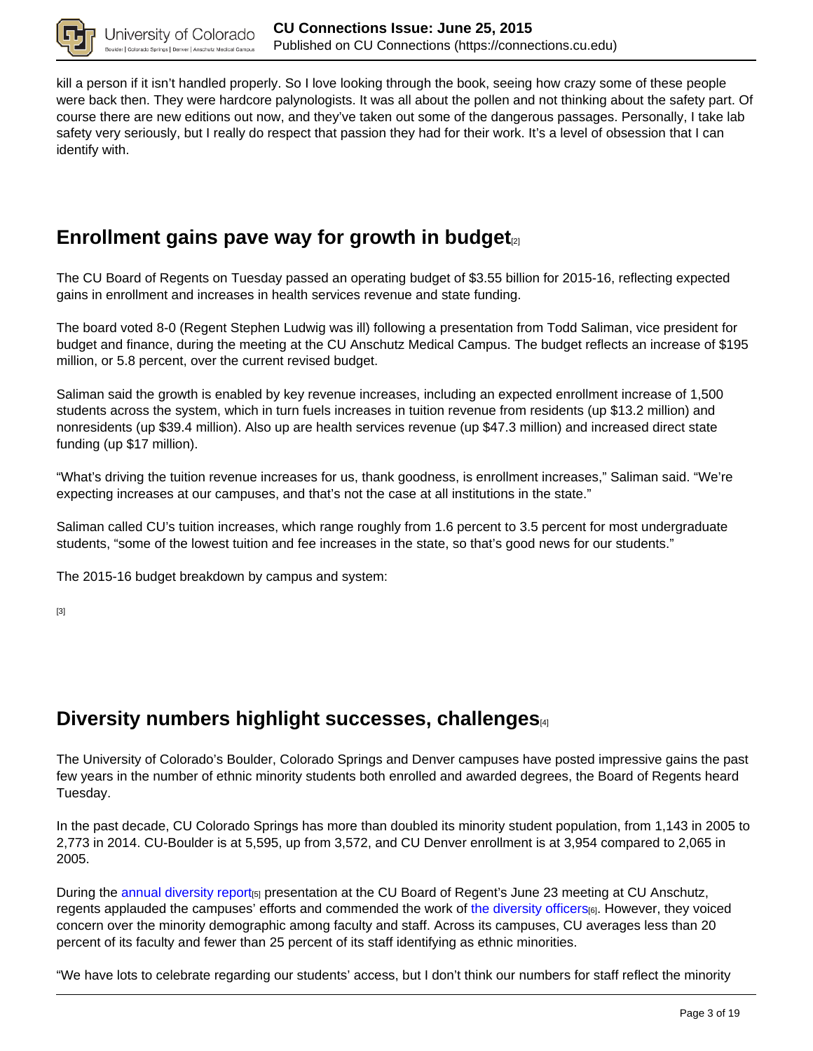kill a person if it isn't handled properly. So I love looking through the book, seeing how crazy some of these people were back then. They were hardcore palynologists. It was all about the pollen and not thinking about the safety part. Of course there are new editions out now, and they've taken out some of the dangerous passages. Personally, I take lab safety very seriously, but I really do respect that passion they had for their work. It's a level of obsession that I can identify with.

## Enrollment gains pave way for growth in budget[2]

The CU Board of Regents on Tuesday passed an operating budget of $3.55 billion for 2015-16, reflecting expected gains in enrollment and increases in health services revenue and state funding.

The board voted 8-0 (Regent Stephen Ludwig was ill) following a presentation from Todd Saliman, vice president for budget and finance, during the meeting at the CU Anschutz Medical Campus. The budget reflects an increase of $195 million, or 5.8 percent, over the current revised budget.

Saliman said the growth is enabled by key revenue increases, including an expected enrollment increase of 1,500 students across the system, which in turn fuels increases in tuition revenue from residents (up $13.2 million) and nonresidents (up $39.4 million). Also up are health services revenue (up $47.3 million) and increased direct state funding (up $17 million).

"What's driving the tuition revenue increases for us, thank goodness, is enrollment increases," Saliman said. "We're expecting increases at our campuses, and that's not the case at all institutions in the state."

Saliman called CU's tuition increases, which range roughly from 1.6 percent to 3.5 percent for most undergraduate students, "some of the lowest tuition and fee increases in the state, so that's good news for our students."

The 2015-16 budget breakdown by campus and system:

[3]

## Diversity numbers highlight successes, challenges[4]

The University of Colorado's Boulder, Colorado Springs and Denver campuses have posted impressive gains the past few years in the number of ethnic minority students both enrolled and awarded degrees, the Board of Regents heard Tuesday.

In the past decade, CU Colorado Springs has more than doubled its minority student population, from 1,143 in 2005 to 2,773 in 2014. CU-Boulder is at 5,595, up from 3,572, and CU Denver enrollment is at 3,954 compared to 2,065 in 2005.

During the annual diversity report[5] presentation at the CU Board of Regent's June 23 meeting at CU Anschutz, regents applauded the campuses' efforts and commended the work of the diversity officers[6]. However, they voiced concern over the minority demographic among faculty and staff. Across its campuses, CU averages less than 20 percent of its faculty and fewer than 25 percent of its staff identifying as ethnic minorities.

"We have lots to celebrate regarding our students' access, but I don't think our numbers for staff reflect the minority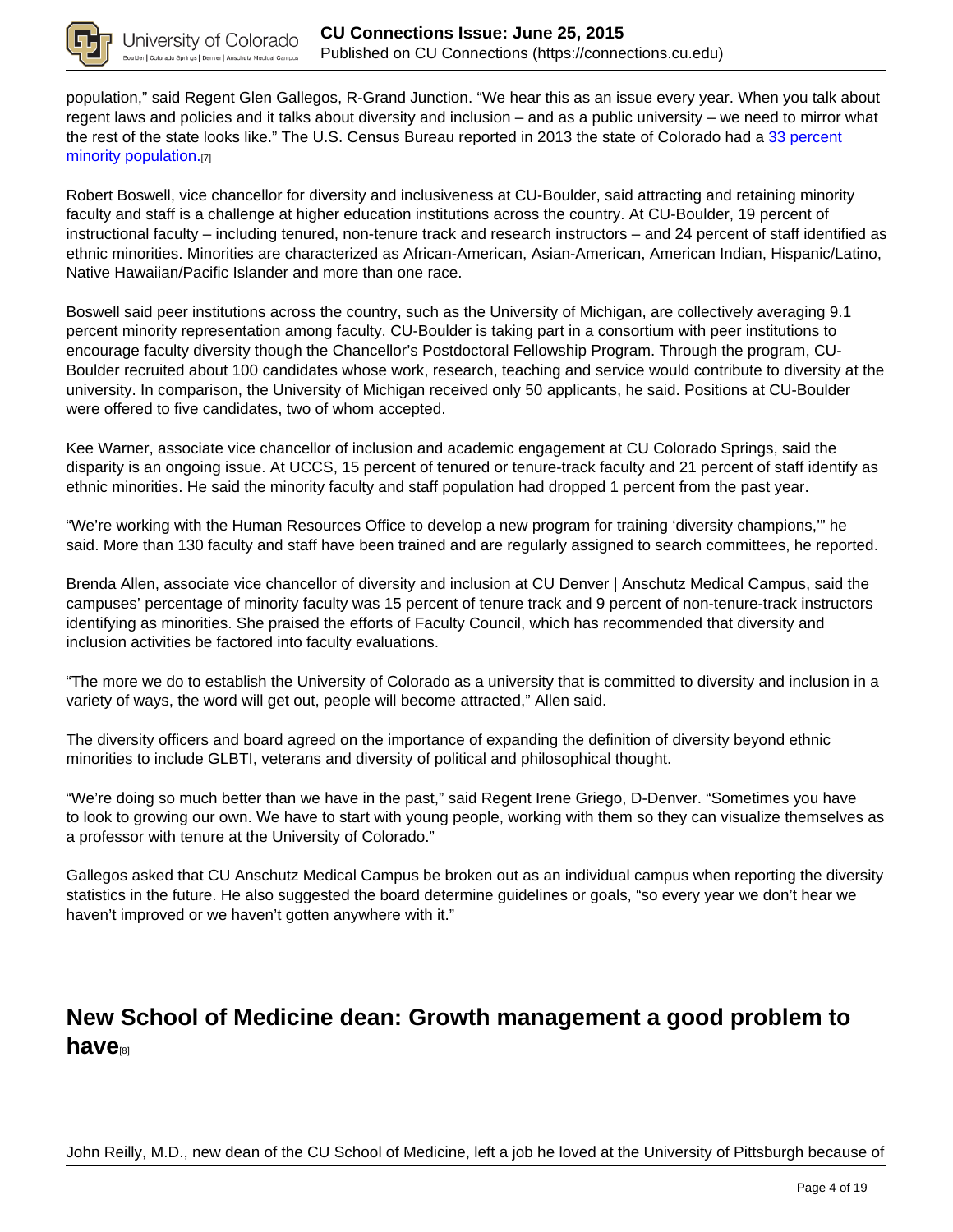population," said Regent Glen Gallegos, R-Grand Junction. "We hear this as an issue every year. When you talk about regent laws and policies and it talks about diversity and inclusion – and as a public university – we need to mirror what the rest of the state looks like." The U.S. Census Bureau reported in 2013 the state of Colorado had a 33 percent minority population.[7]

Robert Boswell, vice chancellor for diversity and inclusiveness at CU-Boulder, said attracting and retaining minority faculty and staff is a challenge at higher education institutions across the country. At CU-Boulder, 19 percent of instructional faculty – including tenured, non-tenure track and research instructors – and 24 percent of staff identified as ethnic minorities. Minorities are characterized as African-American, Asian-American, American Indian, Hispanic/Latino, Native Hawaiian/Pacific Islander and more than one race.

Boswell said peer institutions across the country, such as the University of Michigan, are collectively averaging 9.1 percent minority representation among faculty. CU-Boulder is taking part in a consortium with peer institutions to encourage faculty diversity though the Chancellor's Postdoctoral Fellowship Program. Through the program, CU-Boulder recruited about 100 candidates whose work, research, teaching and service would contribute to diversity at the university. In comparison, the University of Michigan received only 50 applicants, he said. Positions at CU-Boulder were offered to five candidates, two of whom accepted.

Kee Warner, associate vice chancellor of inclusion and academic engagement at CU Colorado Springs, said the disparity is an ongoing issue. At UCCS, 15 percent of tenured or tenure-track faculty and 21 percent of staff identify as ethnic minorities. He said the minority faculty and staff population had dropped 1 percent from the past year.

"We're working with the Human Resources Office to develop a new program for training 'diversity champions,'" he said. More than 130 faculty and staff have been trained and are regularly assigned to search committees, he reported.

Brenda Allen, associate vice chancellor of diversity and inclusion at CU Denver | Anschutz Medical Campus, said the campuses' percentage of minority faculty was 15 percent of tenure track and 9 percent of non-tenure-track instructors identifying as minorities. She praised the efforts of Faculty Council, which has recommended that diversity and inclusion activities be factored into faculty evaluations.

"The more we do to establish the University of Colorado as a university that is committed to diversity and inclusion in a variety of ways, the word will get out, people will become attracted," Allen said.

The diversity officers and board agreed on the importance of expanding the definition of diversity beyond ethnic minorities to include GLBTI, veterans and diversity of political and philosophical thought.

"We're doing so much better than we have in the past," said Regent Irene Griego, D-Denver. "Sometimes you have to look to growing our own. We have to start with young people, working with them so they can visualize themselves as a professor with tenure at the University of Colorado."

Gallegos asked that CU Anschutz Medical Campus be broken out as an individual campus when reporting the diversity statistics in the future. He also suggested the board determine guidelines or goals, "so every year we don't hear we haven't improved or we haven't gotten anywhere with it."

## New School of Medicine dean: Growth management a good problem to have[8]

John Reilly, M.D., new dean of the CU School of Medicine, left a job he loved at the University of Pittsburgh because of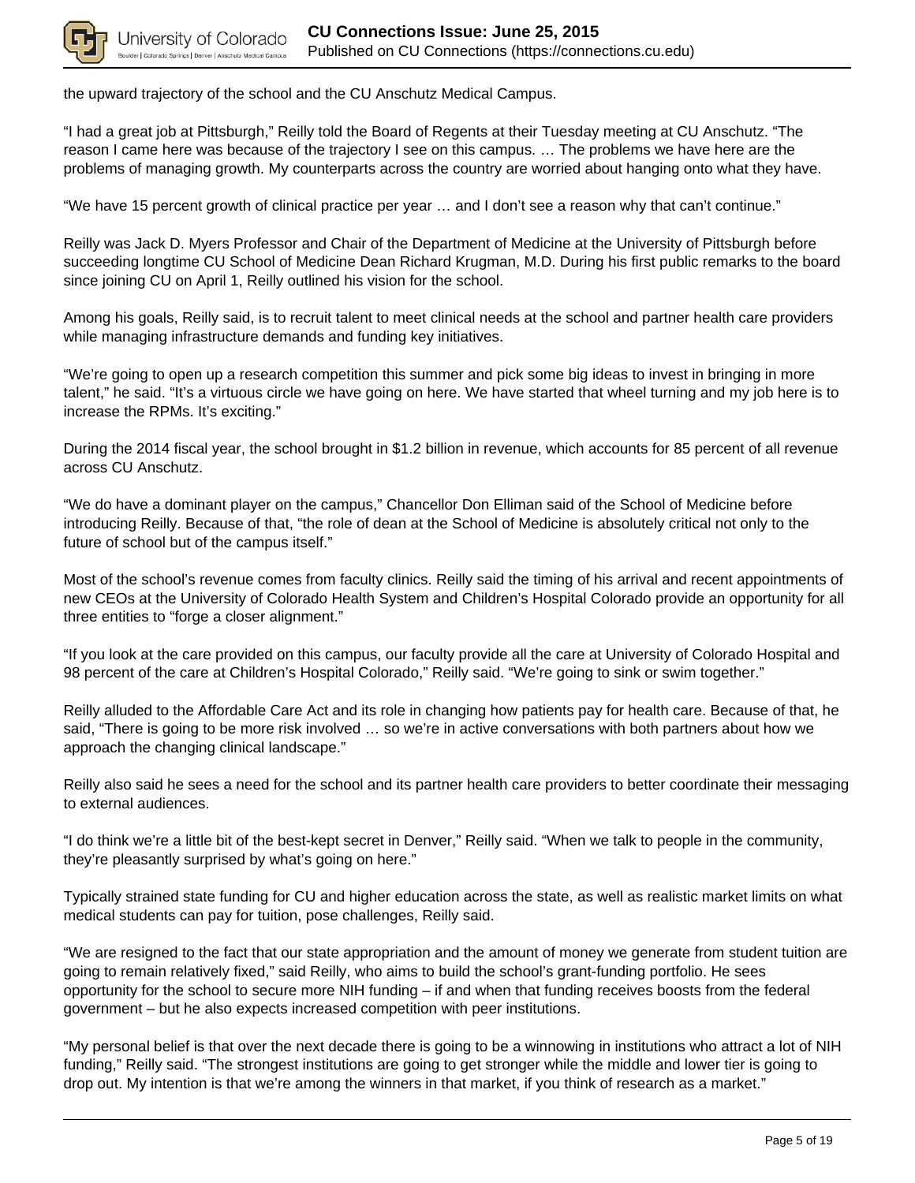the upward trajectory of the school and the CU Anschutz Medical Campus.

“I had a great job at Pittsburgh,” Reilly told the Board of Regents at their Tuesday meeting at CU Anschutz. “The reason I came here was because of the trajectory I see on this campus. … The problems we have here are the problems of managing growth. My counterparts across the country are worried about hanging onto what they have.

“We have 15 percent growth of clinical practice per year … and I don’t see a reason why that can’t continue.”

Reilly was Jack D. Myers Professor and Chair of the Department of Medicine at the University of Pittsburgh before succeeding longtime CU School of Medicine Dean Richard Krugman, M.D. During his first public remarks to the board since joining CU on April 1, Reilly outlined his vision for the school.

Among his goals, Reilly said, is to recruit talent to meet clinical needs at the school and partner health care providers while managing infrastructure demands and funding key initiatives.

“We’re going to open up a research competition this summer and pick some big ideas to invest in bringing in more talent,” he said. “It’s a virtuous circle we have going on here. We have started that wheel turning and my job here is to increase the RPMs. It’s exciting.”

During the 2014 fiscal year, the school brought in $1.2 billion in revenue, which accounts for 85 percent of all revenue across CU Anschutz.

“We do have a dominant player on the campus,” Chancellor Don Elliman said of the School of Medicine before introducing Reilly. Because of that, “the role of dean at the School of Medicine is absolutely critical not only to the future of school but of the campus itself.”

Most of the school’s revenue comes from faculty clinics. Reilly said the timing of his arrival and recent appointments of new CEOs at the University of Colorado Health System and Children’s Hospital Colorado provide an opportunity for all three entities to “forge a closer alignment.”

“If you look at the care provided on this campus, our faculty provide all the care at University of Colorado Hospital and 98 percent of the care at Children’s Hospital Colorado,” Reilly said. “We’re going to sink or swim together.”

Reilly alluded to the Affordable Care Act and its role in changing how patients pay for health care. Because of that, he said, “There is going to be more risk involved … so we’re in active conversations with both partners about how we approach the changing clinical landscape.”

Reilly also said he sees a need for the school and its partner health care providers to better coordinate their messaging to external audiences.

“I do think we’re a little bit of the best-kept secret in Denver,” Reilly said. “When we talk to people in the community, they’re pleasantly surprised by what’s going on here.”

Typically strained state funding for CU and higher education across the state, as well as realistic market limits on what medical students can pay for tuition, pose challenges, Reilly said.

“We are resigned to the fact that our state appropriation and the amount of money we generate from student tuition are going to remain relatively fixed,” said Reilly, who aims to build the school’s grant-funding portfolio. He sees opportunity for the school to secure more NIH funding – if and when that funding receives boosts from the federal government – but he also expects increased competition with peer institutions.

“My personal belief is that over the next decade there is going to be a winnowing in institutions who attract a lot of NIH funding,” Reilly said. “The strongest institutions are going to get stronger while the middle and lower tier is going to drop out. My intention is that we’re among the winners in that market, if you think of research as a market.”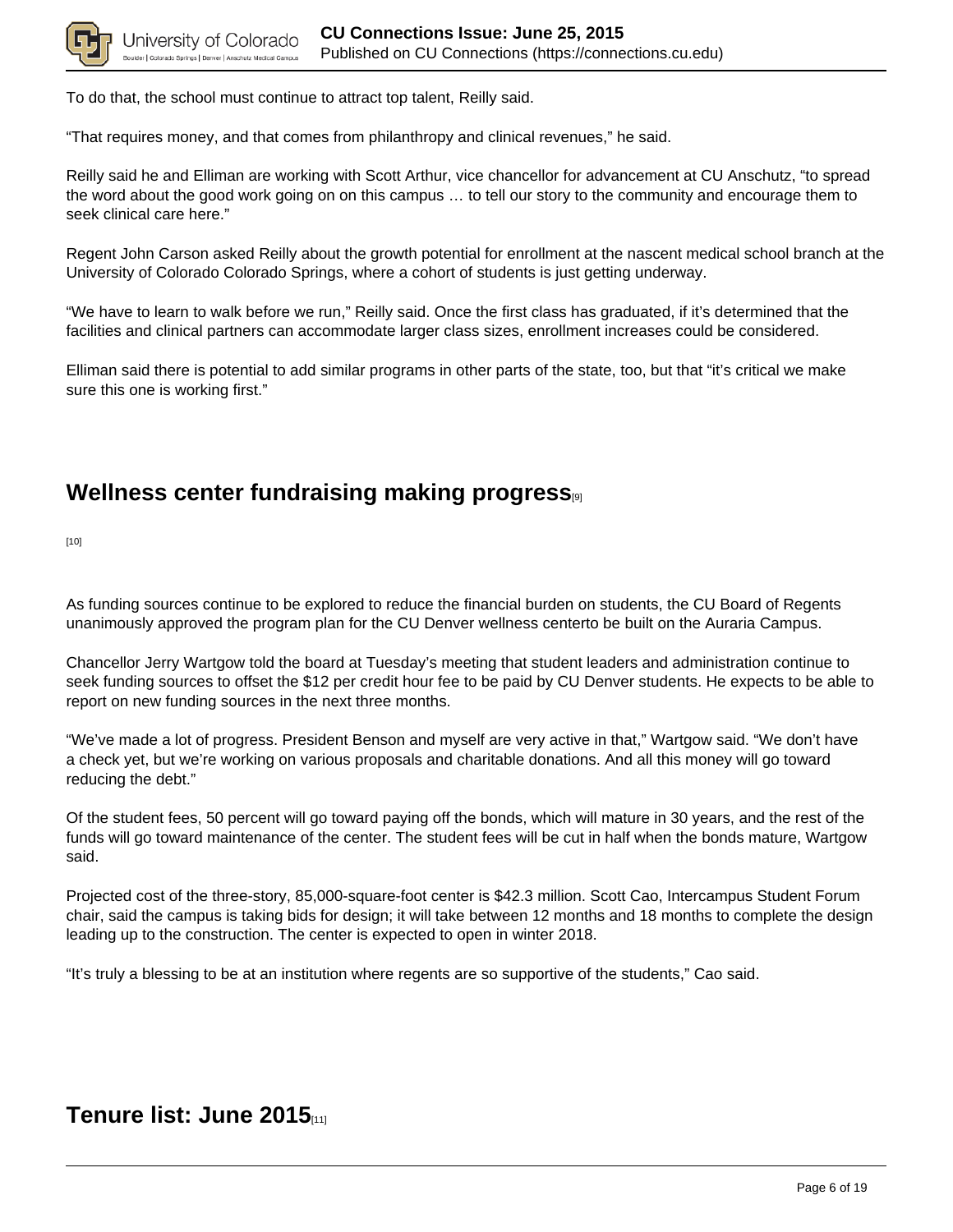To do that, the school must continue to attract top talent, Reilly said.

"That requires money, and that comes from philanthropy and clinical revenues," he said.

Reilly said he and Elliman are working with Scott Arthur, vice chancellor for advancement at CU Anschutz, "to spread the word about the good work going on on this campus … to tell our story to the community and encourage them to seek clinical care here."

Regent John Carson asked Reilly about the growth potential for enrollment at the nascent medical school branch at the University of Colorado Colorado Springs, where a cohort of students is just getting underway.

"We have to learn to walk before we run," Reilly said. Once the first class has graduated, if it's determined that the facilities and clinical partners can accommodate larger class sizes, enrollment increases could be considered.

Elliman said there is potential to add similar programs in other parts of the state, too, but that "it's critical we make sure this one is working first."

## Wellness center fundraising making progress[9]

[10]

As funding sources continue to be explored to reduce the financial burden on students, the CU Board of Regents unanimously approved the program plan for the CU Denver wellness centerto be built on the Auraria Campus.

Chancellor Jerry Wartgow told the board at Tuesday's meeting that student leaders and administration continue to seek funding sources to offset the $12 per credit hour fee to be paid by CU Denver students. He expects to be able to report on new funding sources in the next three months.

"We've made a lot of progress. President Benson and myself are very active in that," Wartgow said. "We don't have a check yet, but we're working on various proposals and charitable donations. And all this money will go toward reducing the debt."

Of the student fees, 50 percent will go toward paying off the bonds, which will mature in 30 years, and the rest of the funds will go toward maintenance of the center. The student fees will be cut in half when the bonds mature, Wartgow said.

Projected cost of the three-story, 85,000-square-foot center is $42.3 million. Scott Cao, Intercampus Student Forum chair, said the campus is taking bids for design; it will take between 12 months and 18 months to complete the design leading up to the construction. The center is expected to open in winter 2018.

"It's truly a blessing to be at an institution where regents are so supportive of the students," Cao said.

## Tenure list: June 2015[11]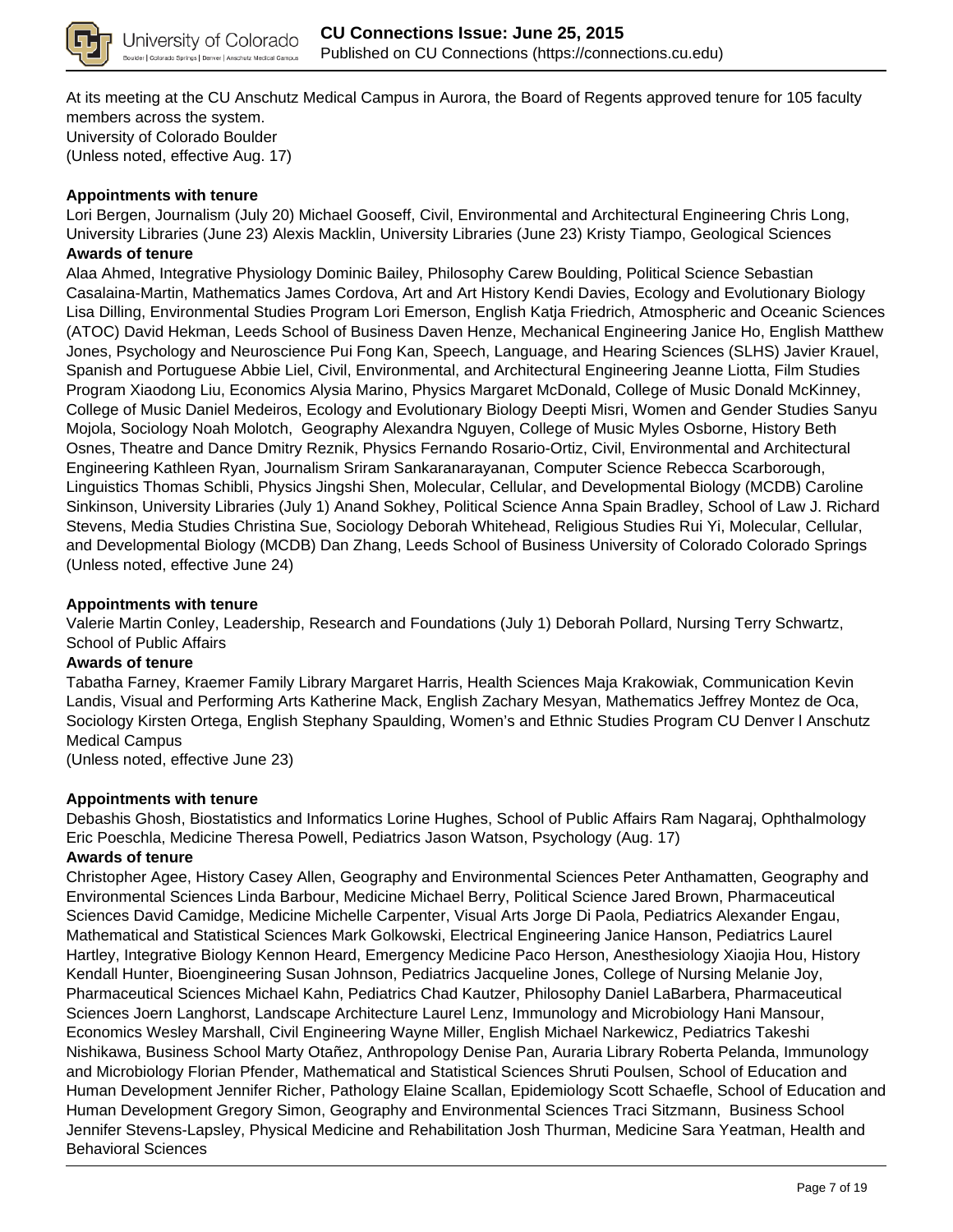At its meeting at the CU Anschutz Medical Campus in Aurora, the Board of Regents approved tenure for 105 faculty members across the system.
University of Colorado Boulder
(Unless noted, effective Aug. 17)

**Appointments with tenure**

Lori Bergen, Journalism (July 20) Michael Gooseff, Civil, Environmental and Architectural Engineering Chris Long, University Libraries (June 23) Alexis Macklin, University Libraries (June 23) Kristy Tiampo, Geological Sciences

**Awards of tenure**

Alaa Ahmed, Integrative Physiology Dominic Bailey, Philosophy Carew Boulding, Political Science Sebastian Casalaina-Martin, Mathematics James Cordova, Art and Art History Kendi Davies, Ecology and Evolutionary Biology Lisa Dilling, Environmental Studies Program Lori Emerson, English Katja Friedrich, Atmospheric and Oceanic Sciences (ATOC) David Hekman, Leeds School of Business Daven Henze, Mechanical Engineering Janice Ho, English Matthew Jones, Psychology and Neuroscience Pui Fong Kan, Speech, Language, and Hearing Sciences (SLHS) Javier Krauel, Spanish and Portuguese Abbie Liel, Civil, Environmental, and Architectural Engineering Jeanne Liotta, Film Studies Program Xiaodong Liu, Economics Alysia Marino, Physics Margaret McDonald, College of Music Donald McKinney, College of Music Daniel Medeiros, Ecology and Evolutionary Biology Deepti Misri, Women and Gender Studies Sanyu Mojola, Sociology Noah Molotch,  Geography Alexandra Nguyen, College of Music Myles Osborne, History Beth Osnes, Theatre and Dance Dmitry Reznik, Physics Fernando Rosario-Ortiz, Civil, Environmental and Architectural Engineering Kathleen Ryan, Journalism Sriram Sankaranarayanan, Computer Science Rebecca Scarborough, Linguistics Thomas Schibli, Physics Jingshi Shen, Molecular, Cellular, and Developmental Biology (MCDB) Caroline Sinkinson, University Libraries (July 1) Anand Sokhey, Political Science Anna Spain Bradley, School of Law J. Richard Stevens, Media Studies Christina Sue, Sociology Deborah Whitehead, Religious Studies Rui Yi, Molecular, Cellular, and Developmental Biology (MCDB) Dan Zhang, Leeds School of Business University of Colorado Colorado Springs
(Unless noted, effective June 24)

**Appointments with tenure**

Valerie Martin Conley, Leadership, Research and Foundations (July 1) Deborah Pollard, Nursing Terry Schwartz, School of Public Affairs

**Awards of tenure**

Tabatha Farney, Kraemer Family Library Margaret Harris, Health Sciences Maja Krakowiak, Communication Kevin Landis, Visual and Performing Arts Katherine Mack, English Zachary Mesyan, Mathematics Jeffrey Montez de Oca, Sociology Kirsten Ortega, English Stephany Spaulding, Women's and Ethnic Studies Program CU Denver l Anschutz Medical Campus
(Unless noted, effective June 23)

**Appointments with tenure**

Debashis Ghosh, Biostatistics and Informatics Lorine Hughes, School of Public Affairs Ram Nagaraj, Ophthalmology Eric Poeschla, Medicine Theresa Powell, Pediatrics Jason Watson, Psychology (Aug. 17)

**Awards of tenure**

Christopher Agee, History Casey Allen, Geography and Environmental Sciences Peter Anthamatten, Geography and Environmental Sciences Linda Barbour, Medicine Michael Berry, Political Science Jared Brown, Pharmaceutical Sciences David Camidge, Medicine Michelle Carpenter, Visual Arts Jorge Di Paola, Pediatrics Alexander Engau, Mathematical and Statistical Sciences Mark Golkowski, Electrical Engineering Janice Hanson, Pediatrics Laurel Hartley, Integrative Biology Kennon Heard, Emergency Medicine Paco Herson, Anesthesiology Xiaojia Hou, History Kendall Hunter, Bioengineering Susan Johnson, Pediatrics Jacqueline Jones, College of Nursing Melanie Joy, Pharmaceutical Sciences Michael Kahn, Pediatrics Chad Kautzer, Philosophy Daniel LaBarbera, Pharmaceutical Sciences Joern Langhorst, Landscape Architecture Laurel Lenz, Immunology and Microbiology Hani Mansour, Economics Wesley Marshall, Civil Engineering Wayne Miller, English Michael Narkewicz, Pediatrics Takeshi Nishikawa, Business School Marty Otañez, Anthropology Denise Pan, Auraria Library Roberta Pelanda, Immunology and Microbiology Florian Pfender, Mathematical and Statistical Sciences Shruti Poulsen, School of Education and Human Development Jennifer Richer, Pathology Elaine Scallan, Epidemiology Scott Schaefle, School of Education and Human Development Gregory Simon, Geography and Environmental Sciences Traci Sitzmann,  Business School Jennifer Stevens-Lapsley, Physical Medicine and Rehabilitation Josh Thurman, Medicine Sara Yeatman, Health and Behavioral Sciences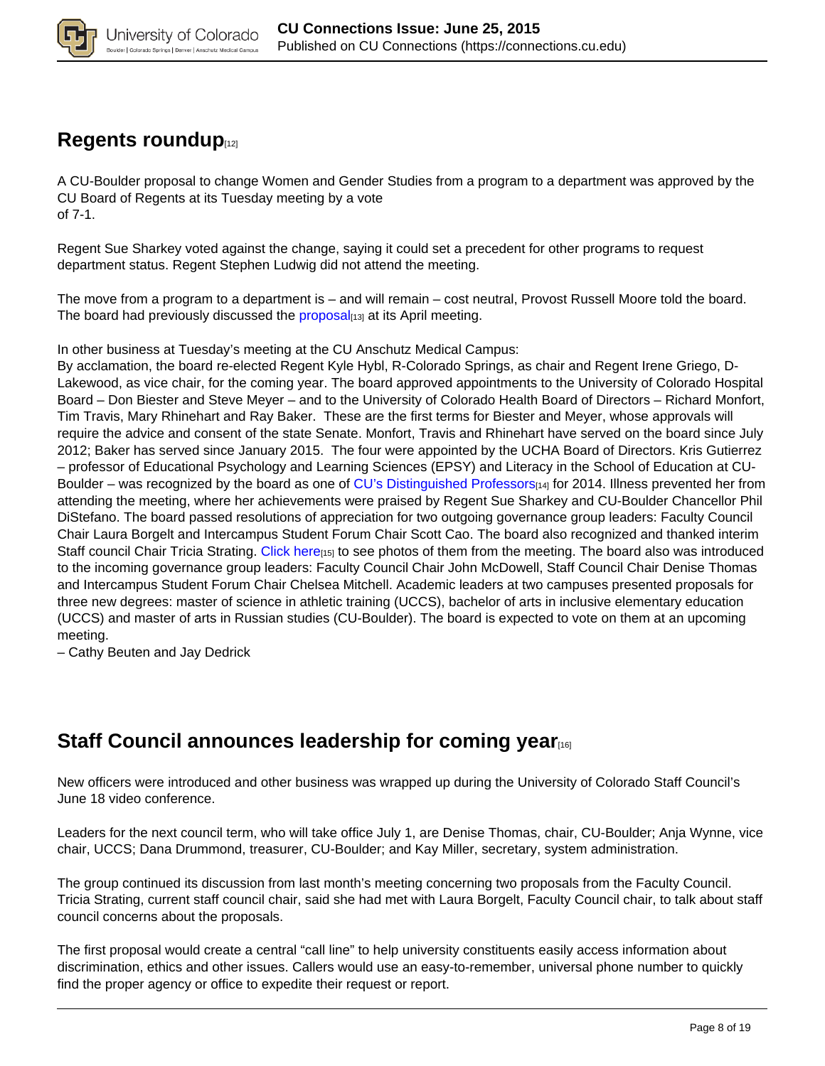## Regents roundup[12]

A CU-Boulder proposal to change Women and Gender Studies from a program to a department was approved by the CU Board of Regents at its Tuesday meeting by a vote of 7-1.

Regent Sue Sharkey voted against the change, saying it could set a precedent for other programs to request department status. Regent Stephen Ludwig did not attend the meeting.

The move from a program to a department is – and will remain – cost neutral, Provost Russell Moore told the board. The board had previously discussed the proposal[13] at its April meeting.

In other business at Tuesday's meeting at the CU Anschutz Medical Campus:
By acclamation, the board re-elected Regent Kyle Hybl, R-Colorado Springs, as chair and Regent Irene Griego, D-Lakewood, as vice chair, for the coming year. The board approved appointments to the University of Colorado Hospital Board – Don Biester and Steve Meyer – and to the University of Colorado Health Board of Directors – Richard Monfort, Tim Travis, Mary Rhinehart and Ray Baker. These are the first terms for Biester and Meyer, whose approvals will require the advice and consent of the state Senate. Monfort, Travis and Rhinehart have served on the board since July 2012; Baker has served since January 2015. The four were appointed by the UCHA Board of Directors. Kris Gutierrez – professor of Educational Psychology and Learning Sciences (EPSY) and Literacy in the School of Education at CU-Boulder – was recognized by the board as one of CU's Distinguished Professors[14] for 2014. Illness prevented her from attending the meeting, where her achievements were praised by Regent Sue Sharkey and CU-Boulder Chancellor Phil DiStefano. The board passed resolutions of appreciation for two outgoing governance group leaders: Faculty Council Chair Laura Borgelt and Intercampus Student Forum Chair Scott Cao. The board also recognized and thanked interim Staff council Chair Tricia Strating. Click here[15] to see photos of them from the meeting. The board also was introduced to the incoming governance group leaders: Faculty Council Chair John McDowell, Staff Council Chair Denise Thomas and Intercampus Student Forum Chair Chelsea Mitchell. Academic leaders at two campuses presented proposals for three new degrees: master of science in athletic training (UCCS), bachelor of arts in inclusive elementary education (UCCS) and master of arts in Russian studies (CU-Boulder). The board is expected to vote on them at an upcoming meeting.
– Cathy Beuten and Jay Dedrick

## Staff Council announces leadership for coming year[16]

New officers were introduced and other business was wrapped up during the University of Colorado Staff Council's June 18 video conference.

Leaders for the next council term, who will take office July 1, are Denise Thomas, chair, CU-Boulder; Anja Wynne, vice chair, UCCS; Dana Drummond, treasurer, CU-Boulder; and Kay Miller, secretary, system administration.

The group continued its discussion from last month's meeting concerning two proposals from the Faculty Council. Tricia Strating, current staff council chair, said she had met with Laura Borgelt, Faculty Council chair, to talk about staff council concerns about the proposals.

The first proposal would create a central "call line" to help university constituents easily access information about discrimination, ethics and other issues. Callers would use an easy-to-remember, universal phone number to quickly find the proper agency or office to expedite their request or report.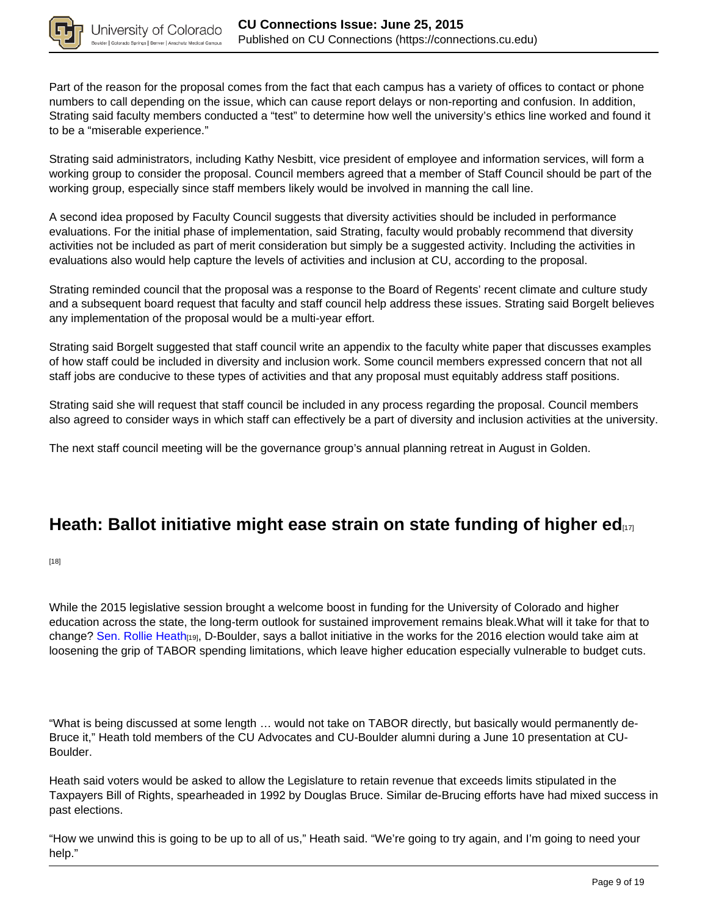Part of the reason for the proposal comes from the fact that each campus has a variety of offices to contact or phone numbers to call depending on the issue, which can cause report delays or non-reporting and confusion. In addition, Strating said faculty members conducted a "test" to determine how well the university's ethics line worked and found it to be a "miserable experience."

Strating said administrators, including Kathy Nesbitt, vice president of employee and information services, will form a working group to consider the proposal. Council members agreed that a member of Staff Council should be part of the working group, especially since staff members likely would be involved in manning the call line.

A second idea proposed by Faculty Council suggests that diversity activities should be included in performance evaluations. For the initial phase of implementation, said Strating, faculty would probably recommend that diversity activities not be included as part of merit consideration but simply be a suggested activity. Including the activities in evaluations also would help capture the levels of activities and inclusion at CU, according to the proposal.

Strating reminded council that the proposal was a response to the Board of Regents' recent climate and culture study and a subsequent board request that faculty and staff council help address these issues. Strating said Borgelt believes any implementation of the proposal would be a multi-year effort.

Strating said Borgelt suggested that staff council write an appendix to the faculty white paper that discusses examples of how staff could be included in diversity and inclusion work. Some council members expressed concern that not all staff jobs are conducive to these types of activities and that any proposal must equitably address staff positions.

Strating said she will request that staff council be included in any process regarding the proposal. Council members also agreed to consider ways in which staff can effectively be a part of diversity and inclusion activities at the university.

The next staff council meeting will be the governance group's annual planning retreat in August in Golden.

## Heath: Ballot initiative might ease strain on state funding of higher ed[17]

[18]

While the 2015 legislative session brought a welcome boost in funding for the University of Colorado and higher education across the state, the long-term outlook for sustained improvement remains bleak.What will it take for that to change? Sen. Rollie Heath[19], D-Boulder, says a ballot initiative in the works for the 2016 election would take aim at loosening the grip of TABOR spending limitations, which leave higher education especially vulnerable to budget cuts.

"What is being discussed at some length … would not take on TABOR directly, but basically would permanently de-Bruce it," Heath told members of the CU Advocates and CU-Boulder alumni during a June 10 presentation at CU-Boulder.

Heath said voters would be asked to allow the Legislature to retain revenue that exceeds limits stipulated in the Taxpayers Bill of Rights, spearheaded in 1992 by Douglas Bruce. Similar de-Brucing efforts have had mixed success in past elections.

"How we unwind this is going to be up to all of us," Heath said. "We're going to try again, and I'm going to need your help."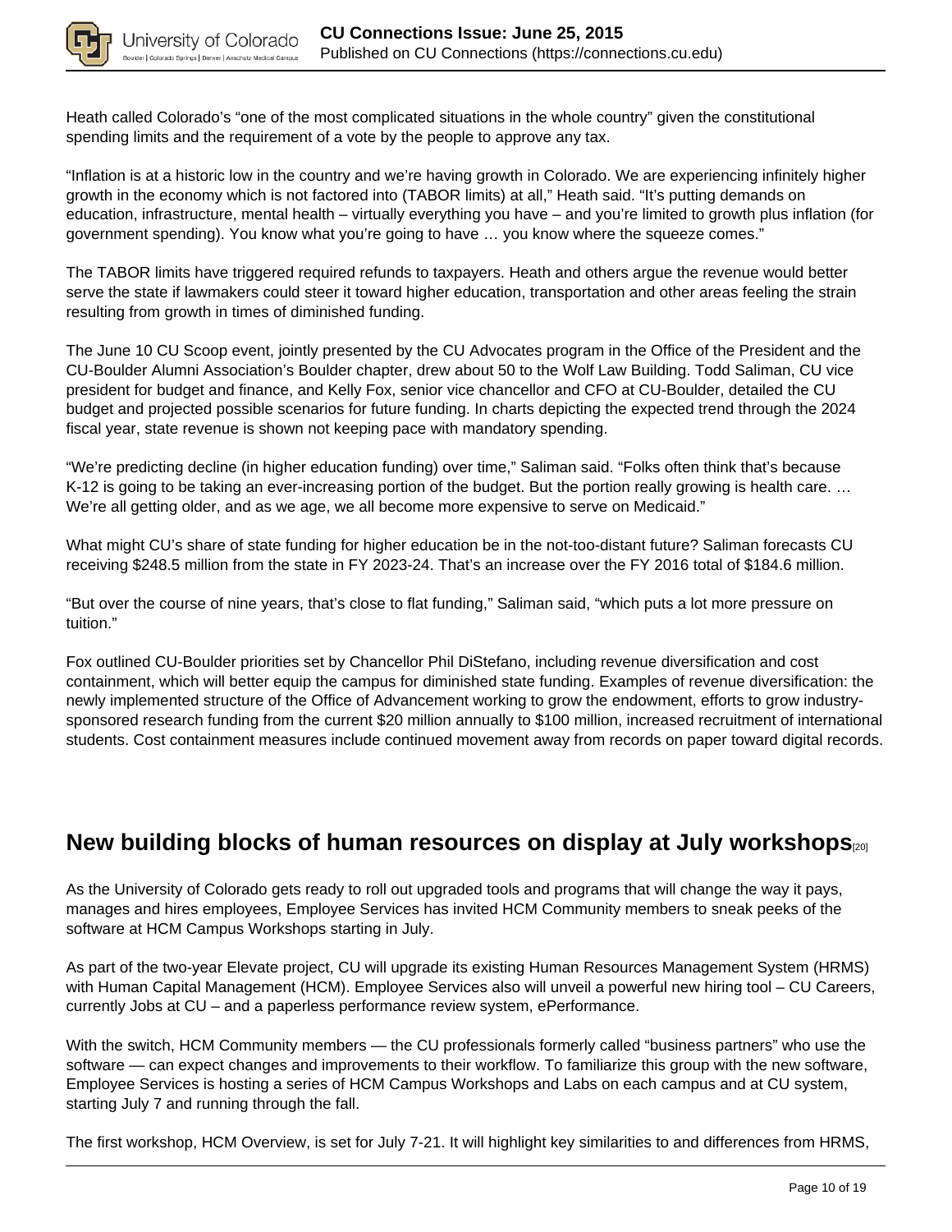Heath called Colorado's "one of the most complicated situations in the whole country" given the constitutional spending limits and the requirement of a vote by the people to approve any tax.

"Inflation is at a historic low in the country and we're having growth in Colorado. We are experiencing infinitely higher growth in the economy which is not factored into (TABOR limits) at all," Heath said. "It's putting demands on education, infrastructure, mental health – virtually everything you have – and you're limited to growth plus inflation (for government spending). You know what you're going to have … you know where the squeeze comes."

The TABOR limits have triggered required refunds to taxpayers. Heath and others argue the revenue would better serve the state if lawmakers could steer it toward higher education, transportation and other areas feeling the strain resulting from growth in times of diminished funding.

The June 10 CU Scoop event, jointly presented by the CU Advocates program in the Office of the President and the CU-Boulder Alumni Association's Boulder chapter, drew about 50 to the Wolf Law Building. Todd Saliman, CU vice president for budget and finance, and Kelly Fox, senior vice chancellor and CFO at CU-Boulder, detailed the CU budget and projected possible scenarios for future funding. In charts depicting the expected trend through the 2024 fiscal year, state revenue is shown not keeping pace with mandatory spending.

"We're predicting decline (in higher education funding) over time," Saliman said. "Folks often think that's because K-12 is going to be taking an ever-increasing portion of the budget. But the portion really growing is health care. … We're all getting older, and as we age, we all become more expensive to serve on Medicaid."

What might CU's share of state funding for higher education be in the not-too-distant future? Saliman forecasts CU receiving $248.5 million from the state in FY 2023-24. That's an increase over the FY 2016 total of $184.6 million.

"But over the course of nine years, that's close to flat funding," Saliman said, "which puts a lot more pressure on tuition."

Fox outlined CU-Boulder priorities set by Chancellor Phil DiStefano, including revenue diversification and cost containment, which will better equip the campus for diminished state funding. Examples of revenue diversification: the newly implemented structure of the Office of Advancement working to grow the endowment, efforts to grow industry-sponsored research funding from the current $20 million annually to $100 million, increased recruitment of international students. Cost containment measures include continued movement away from records on paper toward digital records.

## New building blocks of human resources on display at July workshops[20]

As the University of Colorado gets ready to roll out upgraded tools and programs that will change the way it pays, manages and hires employees, Employee Services has invited HCM Community members to sneak peeks of the software at HCM Campus Workshops starting in July.

As part of the two-year Elevate project, CU will upgrade its existing Human Resources Management System (HRMS) with Human Capital Management (HCM). Employee Services also will unveil a powerful new hiring tool – CU Careers, currently Jobs at CU – and a paperless performance review system, ePerformance.

With the switch, HCM Community members — the CU professionals formerly called "business partners" who use the software — can expect changes and improvements to their workflow. To familiarize this group with the new software, Employee Services is hosting a series of HCM Campus Workshops and Labs on each campus and at CU system, starting July 7 and running through the fall.

The first workshop, HCM Overview, is set for July 7-21. It will highlight key similarities to and differences from HRMS,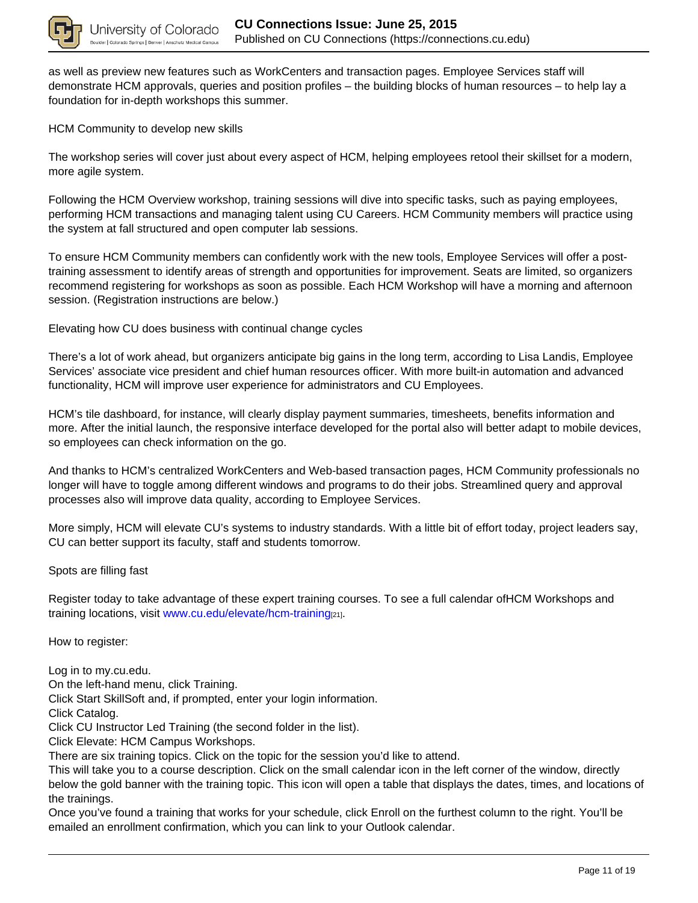as well as preview new features such as WorkCenters and transaction pages. Employee Services staff will demonstrate HCM approvals, queries and position profiles – the building blocks of human resources – to help lay a foundation for in-depth workshops this summer.

HCM Community to develop new skills

The workshop series will cover just about every aspect of HCM, helping employees retool their skillset for a modern, more agile system.

Following the HCM Overview workshop, training sessions will dive into specific tasks, such as paying employees, performing HCM transactions and managing talent using CU Careers. HCM Community members will practice using the system at fall structured and open computer lab sessions.

To ensure HCM Community members can confidently work with the new tools, Employee Services will offer a post-training assessment to identify areas of strength and opportunities for improvement. Seats are limited, so organizers recommend registering for workshops as soon as possible. Each HCM Workshop will have a morning and afternoon session. (Registration instructions are below.)

Elevating how CU does business with continual change cycles

There's a lot of work ahead, but organizers anticipate big gains in the long term, according to Lisa Landis, Employee Services' associate vice president and chief human resources officer. With more built-in automation and advanced functionality, HCM will improve user experience for administrators and CU Employees.

HCM's tile dashboard, for instance, will clearly display payment summaries, timesheets, benefits information and more. After the initial launch, the responsive interface developed for the portal also will better adapt to mobile devices, so employees can check information on the go.

And thanks to HCM's centralized WorkCenters and Web-based transaction pages, HCM Community professionals no longer will have to toggle among different windows and programs to do their jobs. Streamlined query and approval processes also will improve data quality, according to Employee Services.

More simply, HCM will elevate CU's systems to industry standards. With a little bit of effort today, project leaders say, CU can better support its faculty, staff and students tomorrow.

Spots are filling fast

Register today to take advantage of these expert training courses. To see a full calendar ofHCM Workshops and training locations, visit www.cu.edu/elevate/hcm-training[21].

How to register:

Log in to my.cu.edu.
On the left-hand menu, click Training.
Click Start SkillSoft and, if prompted, enter your login information.
Click Catalog.
Click CU Instructor Led Training (the second folder in the list).
Click Elevate: HCM Campus Workshops.
There are six training topics. Click on the topic for the session you'd like to attend.
This will take you to a course description. Click on the small calendar icon in the left corner of the window, directly below the gold banner with the training topic. This icon will open a table that displays the dates, times, and locations of the trainings.
Once you've found a training that works for your schedule, click Enroll on the furthest column to the right. You'll be emailed an enrollment confirmation, which you can link to your Outlook calendar.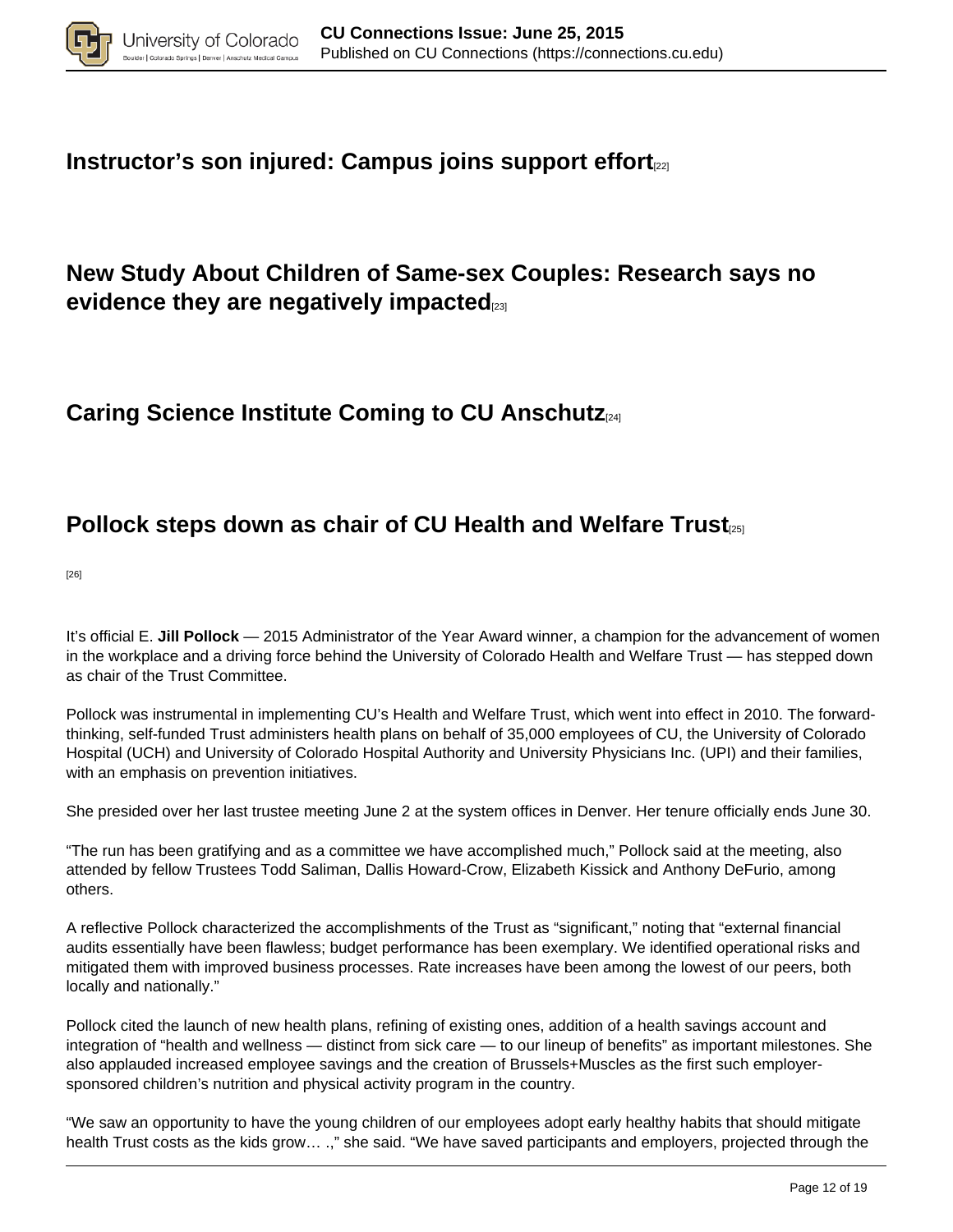## Instructor's son injured: Campus joins support effort[22]

## New Study About Children of Same-sex Couples: Research says no evidence they are negatively impacted[23]

## Caring Science Institute Coming to CU Anschutz[24]

## Pollock steps down as chair of CU Health and Welfare Trust[25]

[26]

It's official E. **Jill Pollock** — 2015 Administrator of the Year Award winner, a champion for the advancement of women in the workplace and a driving force behind the University of Colorado Health and Welfare Trust — has stepped down as chair of the Trust Committee.

Pollock was instrumental in implementing CU's Health and Welfare Trust, which went into effect in 2010. The forward-thinking, self-funded Trust administers health plans on behalf of 35,000 employees of CU, the University of Colorado Hospital (UCH) and University of Colorado Hospital Authority and University Physicians Inc. (UPI) and their families, with an emphasis on prevention initiatives.

She presided over her last trustee meeting June 2 at the system offices in Denver. Her tenure officially ends June 30.

"The run has been gratifying and as a committee we have accomplished much," Pollock said at the meeting, also attended by fellow Trustees Todd Saliman, Dallis Howard-Crow, Elizabeth Kissick and Anthony DeFurio, among others.

A reflective Pollock characterized the accomplishments of the Trust as "significant," noting that "external financial audits essentially have been flawless; budget performance has been exemplary. We identified operational risks and mitigated them with improved business processes. Rate increases have been among the lowest of our peers, both locally and nationally."

Pollock cited the launch of new health plans, refining of existing ones, addition of a health savings account and integration of "health and wellness — distinct from sick care — to our lineup of benefits" as important milestones. She also applauded increased employee savings and the creation of Brussels+Muscles as the first such employer-sponsored children's nutrition and physical activity program in the country.

"We saw an opportunity to have the young children of our employees adopt early healthy habits that should mitigate health Trust costs as the kids grow… .," she said. "We have saved participants and employers, projected through the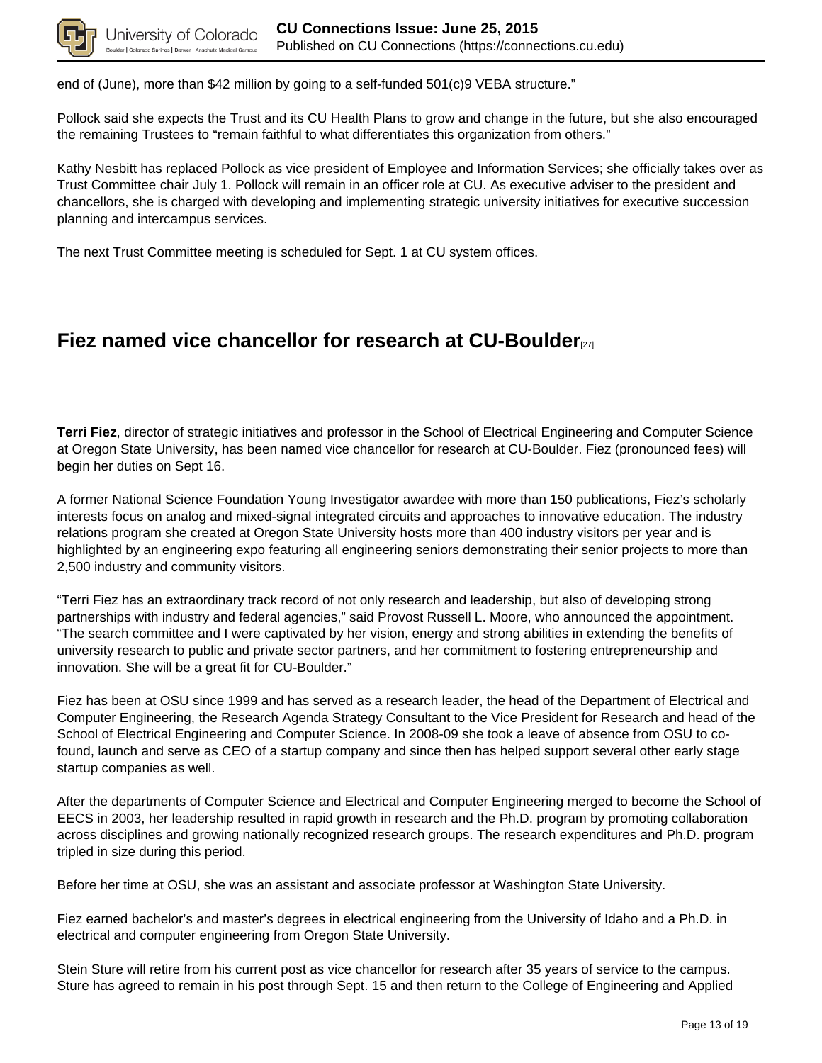end of (June), more than $42 million by going to a self-funded 501(c)9 VEBA structure."

Pollock said she expects the Trust and its CU Health Plans to grow and change in the future, but she also encouraged the remaining Trustees to "remain faithful to what differentiates this organization from others."

Kathy Nesbitt has replaced Pollock as vice president of Employee and Information Services; she officially takes over as Trust Committee chair July 1. Pollock will remain in an officer role at CU. As executive adviser to the president and chancellors, she is charged with developing and implementing strategic university initiatives for executive succession planning and intercampus services.

The next Trust Committee meeting is scheduled for Sept. 1 at CU system offices.

## Fiez named vice chancellor for research at CU-Boulder[27]

**Terri Fiez**, director of strategic initiatives and professor in the School of Electrical Engineering and Computer Science at Oregon State University, has been named vice chancellor for research at CU-Boulder. Fiez (pronounced fees) will begin her duties on Sept 16.

A former National Science Foundation Young Investigator awardee with more than 150 publications, Fiez's scholarly interests focus on analog and mixed-signal integrated circuits and approaches to innovative education. The industry relations program she created at Oregon State University hosts more than 400 industry visitors per year and is highlighted by an engineering expo featuring all engineering seniors demonstrating their senior projects to more than 2,500 industry and community visitors.

"Terri Fiez has an extraordinary track record of not only research and leadership, but also of developing strong partnerships with industry and federal agencies," said Provost Russell L. Moore, who announced the appointment. "The search committee and I were captivated by her vision, energy and strong abilities in extending the benefits of university research to public and private sector partners, and her commitment to fostering entrepreneurship and innovation. She will be a great fit for CU-Boulder."

Fiez has been at OSU since 1999 and has served as a research leader, the head of the Department of Electrical and Computer Engineering, the Research Agenda Strategy Consultant to the Vice President for Research and head of the School of Electrical Engineering and Computer Science. In 2008-09 she took a leave of absence from OSU to co-found, launch and serve as CEO of a startup company and since then has helped support several other early stage startup companies as well.

After the departments of Computer Science and Electrical and Computer Engineering merged to become the School of EECS in 2003, her leadership resulted in rapid growth in research and the Ph.D. program by promoting collaboration across disciplines and growing nationally recognized research groups. The research expenditures and Ph.D. program tripled in size during this period.

Before her time at OSU, she was an assistant and associate professor at Washington State University.

Fiez earned bachelor's and master's degrees in electrical engineering from the University of Idaho and a Ph.D. in electrical and computer engineering from Oregon State University.

Stein Sture will retire from his current post as vice chancellor for research after 35 years of service to the campus. Sture has agreed to remain in his post through Sept. 15 and then return to the College of Engineering and Applied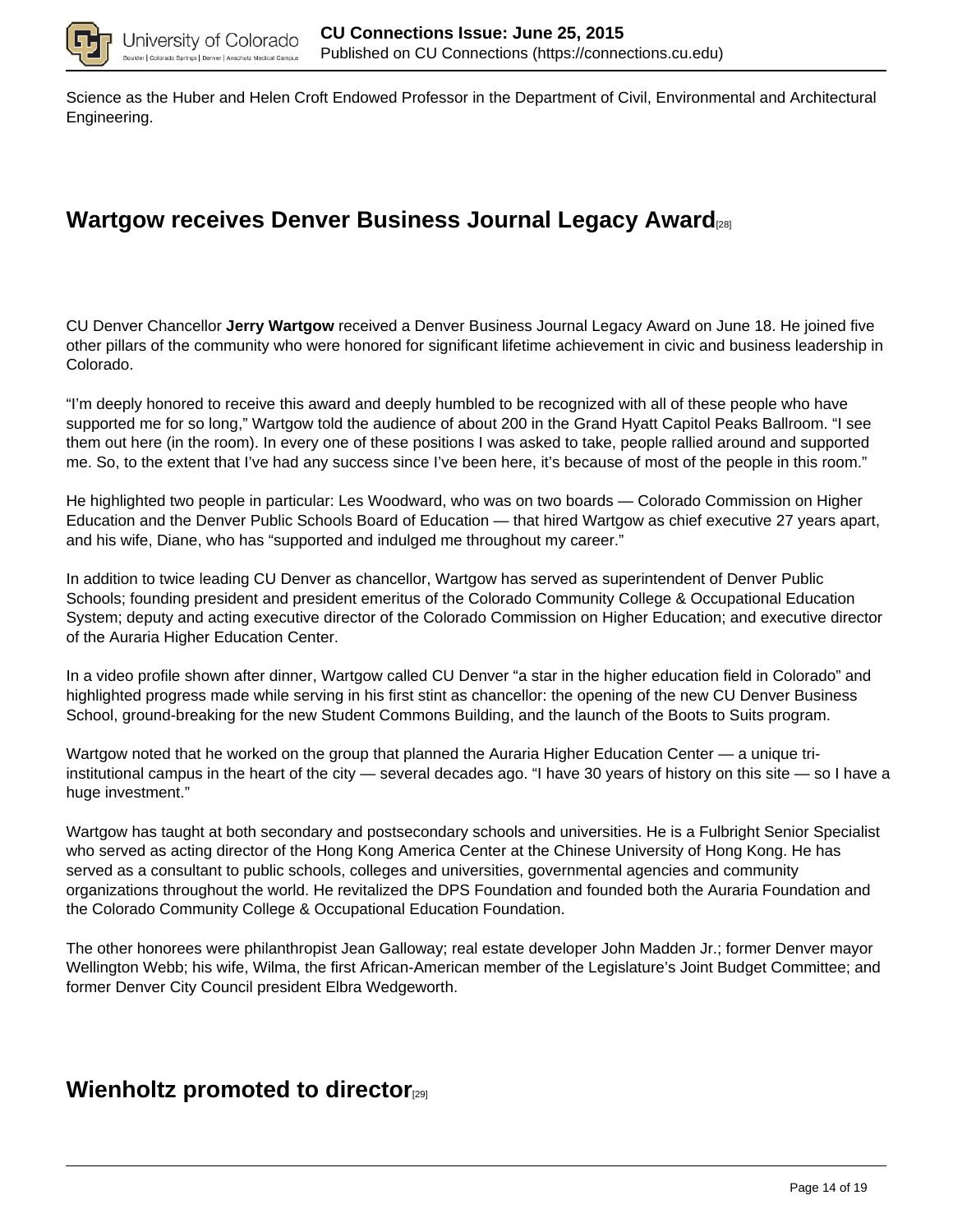Science as the Huber and Helen Croft Endowed Professor in the Department of Civil, Environmental and Architectural Engineering.

## Wartgow receives Denver Business Journal Legacy Award[28]

CU Denver Chancellor **Jerry Wartgow** received a Denver Business Journal Legacy Award on June 18. He joined five other pillars of the community who were honored for significant lifetime achievement in civic and business leadership in Colorado.

“I’m deeply honored to receive this award and deeply humbled to be recognized with all of these people who have supported me for so long,” Wartgow told the audience of about 200 in the Grand Hyatt Capitol Peaks Ballroom. “I see them out here (in the room). In every one of these positions I was asked to take, people rallied around and supported me. So, to the extent that I’ve had any success since I’ve been here, it’s because of most of the people in this room.”

He highlighted two people in particular: Les Woodward, who was on two boards — Colorado Commission on Higher Education and the Denver Public Schools Board of Education — that hired Wartgow as chief executive 27 years apart, and his wife, Diane, who has “supported and indulged me throughout my career.”

In addition to twice leading CU Denver as chancellor, Wartgow has served as superintendent of Denver Public Schools; founding president and president emeritus of the Colorado Community College & Occupational Education System; deputy and acting executive director of the Colorado Commission on Higher Education; and executive director of the Auraria Higher Education Center.

In a video profile shown after dinner, Wartgow called CU Denver “a star in the higher education field in Colorado” and highlighted progress made while serving in his first stint as chancellor: the opening of the new CU Denver Business School, ground-breaking for the new Student Commons Building, and the launch of the Boots to Suits program.

Wartgow noted that he worked on the group that planned the Auraria Higher Education Center — a unique tri-institutional campus in the heart of the city — several decades ago. “I have 30 years of history on this site — so I have a huge investment.”

Wartgow has taught at both secondary and postsecondary schools and universities. He is a Fulbright Senior Specialist who served as acting director of the Hong Kong America Center at the Chinese University of Hong Kong. He has served as a consultant to public schools, colleges and universities, governmental agencies and community organizations throughout the world. He revitalized the DPS Foundation and founded both the Auraria Foundation and the Colorado Community College & Occupational Education Foundation.

The other honorees were philanthropist Jean Galloway; real estate developer John Madden Jr.; former Denver mayor Wellington Webb; his wife, Wilma, the first African-American member of the Legislature’s Joint Budget Committee; and former Denver City Council president Elbra Wedgeworth.

## Wienholtz promoted to director[29]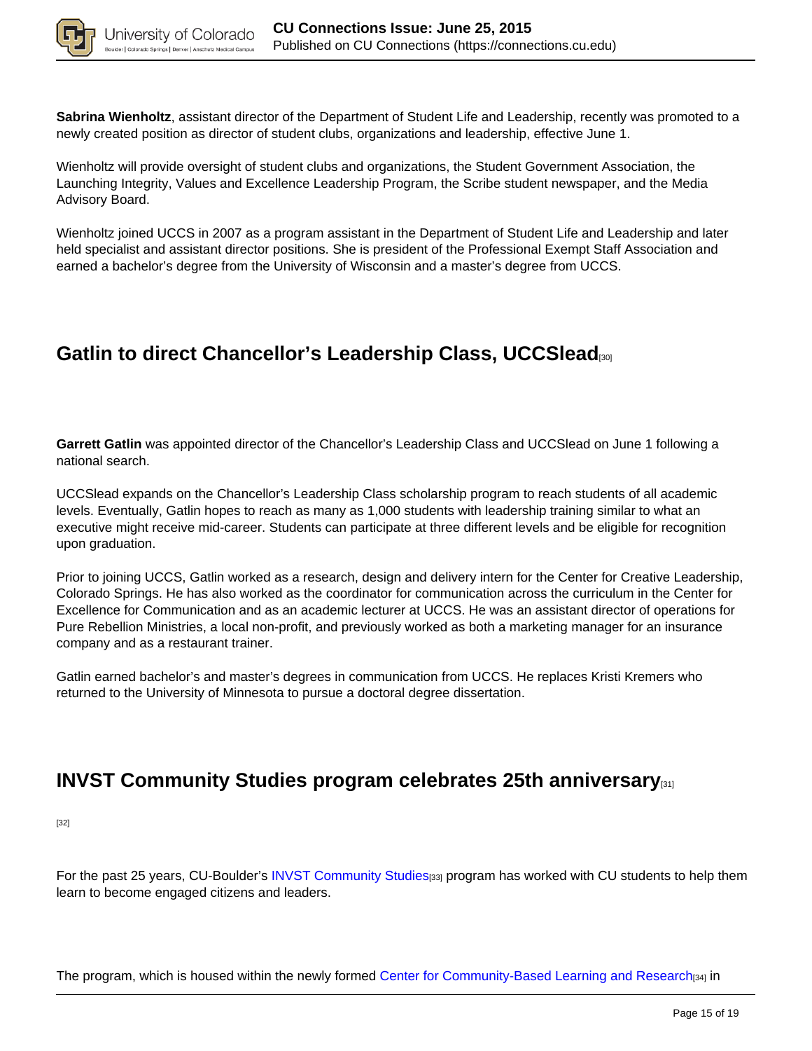**Sabrina Wienholtz**, assistant director of the Department of Student Life and Leadership, recently was promoted to a newly created position as director of student clubs, organizations and leadership, effective June 1.

Wienholtz will provide oversight of student clubs and organizations, the Student Government Association, the Launching Integrity, Values and Excellence Leadership Program, the Scribe student newspaper, and the Media Advisory Board.

Wienholtz joined UCCS in 2007 as a program assistant in the Department of Student Life and Leadership and later held specialist and assistant director positions. She is president of the Professional Exempt Staff Association and earned a bachelor's degree from the University of Wisconsin and a master's degree from UCCS.

## Gatlin to direct Chancellor's Leadership Class, UCCSlead[30]

**Garrett Gatlin** was appointed director of the Chancellor's Leadership Class and UCCSlead on June 1 following a national search.

UCCSlead expands on the Chancellor's Leadership Class scholarship program to reach students of all academic levels. Eventually, Gatlin hopes to reach as many as 1,000 students with leadership training similar to what an executive might receive mid-career. Students can participate at three different levels and be eligible for recognition upon graduation.

Prior to joining UCCS, Gatlin worked as a research, design and delivery intern for the Center for Creative Leadership, Colorado Springs. He has also worked as the coordinator for communication across the curriculum in the Center for Excellence for Communication and as an academic lecturer at UCCS. He was an assistant director of operations for Pure Rebellion Ministries, a local non-profit, and previously worked as both a marketing manager for an insurance company and as a restaurant trainer.

Gatlin earned bachelor's and master's degrees in communication from UCCS. He replaces Kristi Kremers who returned to the University of Minnesota to pursue a doctoral degree dissertation.

## INVST Community Studies program celebrates 25th anniversary[31]

[32]

For the past 25 years, CU-Boulder's INVST Community Studies[33] program has worked with CU students to help them learn to become engaged citizens and leaders.

The program, which is housed within the newly formed Center for Community-Based Learning and Research[34] in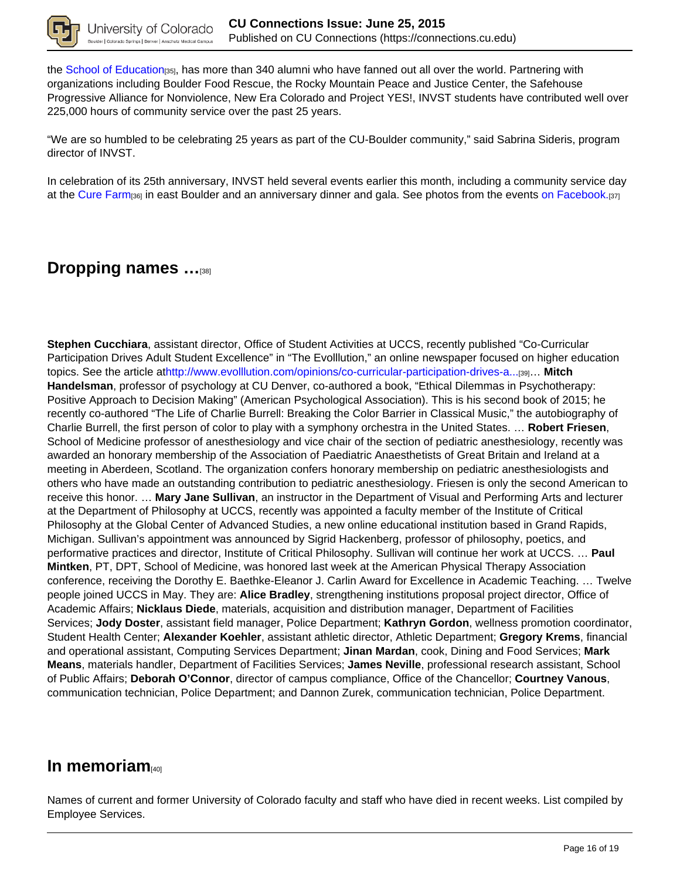the School of Education[35], has more than 340 alumni who have fanned out all over the world. Partnering with organizations including Boulder Food Rescue, the Rocky Mountain Peace and Justice Center, the Safehouse Progressive Alliance for Nonviolence, New Era Colorado and Project YES!, INVST students have contributed well over 225,000 hours of community service over the past 25 years.

"We are so humbled to be celebrating 25 years as part of the CU-Boulder community," said Sabrina Sideris, program director of INVST.

In celebration of its 25th anniversary, INVST held several events earlier this month, including a community service day at the Cure Farm[36] in east Boulder and an anniversary dinner and gala. See photos from the events on Facebook.[37]

## Dropping names …[38]

**Stephen Cucchiara**, assistant director, Office of Student Activities at UCCS, recently published "Co-Curricular Participation Drives Adult Student Excellence" in "The Evolllution," an online newspaper focused on higher education topics. See the article athttp://www.evolllution.com/opinions/co-curricular-participation-drives-a...[39]… **Mitch Handelsman**, professor of psychology at CU Denver, co-authored a book, "Ethical Dilemmas in Psychotherapy: Positive Approach to Decision Making" (American Psychological Association). This is his second book of 2015; he recently co-authored "The Life of Charlie Burrell: Breaking the Color Barrier in Classical Music," the autobiography of Charlie Burrell, the first person of color to play with a symphony orchestra in the United States. … **Robert Friesen**, School of Medicine professor of anesthesiology and vice chair of the section of pediatric anesthesiology, recently was awarded an honorary membership of the Association of Paediatric Anaesthetists of Great Britain and Ireland at a meeting in Aberdeen, Scotland. The organization confers honorary membership on pediatric anesthesiologists and others who have made an outstanding contribution to pediatric anesthesiology. Friesen is only the second American to receive this honor. … **Mary Jane Sullivan**, an instructor in the Department of Visual and Performing Arts and lecturer at the Department of Philosophy at UCCS, recently was appointed a faculty member of the Institute of Critical Philosophy at the Global Center of Advanced Studies, a new online educational institution based in Grand Rapids, Michigan. Sullivan's appointment was announced by Sigrid Hackenberg, professor of philosophy, poetics, and performative practices and director, Institute of Critical Philosophy. Sullivan will continue her work at UCCS. … **Paul Mintken**, PT, DPT, School of Medicine, was honored last week at the American Physical Therapy Association conference, receiving the Dorothy E. Baethke-Eleanor J. Carlin Award for Excellence in Academic Teaching. … Twelve people joined UCCS in May. They are: **Alice Bradley**, strengthening institutions proposal project director, Office of Academic Affairs; **Nicklaus Diede**, materials, acquisition and distribution manager, Department of Facilities Services; **Jody Doster**, assistant field manager, Police Department; **Kathryn Gordon**, wellness promotion coordinator, Student Health Center; **Alexander Koehler**, assistant athletic director, Athletic Department; **Gregory Krems**, financial and operational assistant, Computing Services Department; **Jinan Mardan**, cook, Dining and Food Services; **Mark Means**, materials handler, Department of Facilities Services; **James Neville**, professional research assistant, School of Public Affairs; **Deborah O'Connor**, director of campus compliance, Office of the Chancellor; **Courtney Vanous**, communication technician, Police Department; and Dannon Zurek, communication technician, Police Department.

## In memoriam[40]

Names of current and former University of Colorado faculty and staff who have died in recent weeks. List compiled by Employee Services.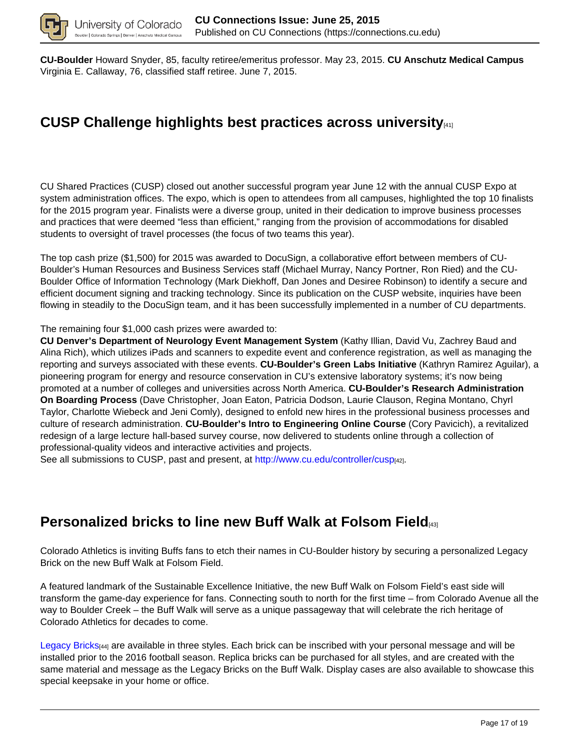**CU-Boulder** Howard Snyder, 85, faculty retiree/emeritus professor. May 23, 2015. **CU Anschutz Medical Campus** Virginia E. Callaway, 76, classified staff retiree. June 7, 2015.

## CUSP Challenge highlights best practices across university[41]

CU Shared Practices (CUSP) closed out another successful program year June 12 with the annual CUSP Expo at system administration offices. The expo, which is open to attendees from all campuses, highlighted the top 10 finalists for the 2015 program year. Finalists were a diverse group, united in their dedication to improve business processes and practices that were deemed "less than efficient," ranging from the provision of accommodations for disabled students to oversight of travel processes (the focus of two teams this year).

The top cash prize ($1,500) for 2015 was awarded to DocuSign, a collaborative effort between members of CU-Boulder's Human Resources and Business Services staff (Michael Murray, Nancy Portner, Ron Ried) and the CU-Boulder Office of Information Technology (Mark Diekhoff, Dan Jones and Desiree Robinson) to identify a secure and efficient document signing and tracking technology. Since its publication on the CUSP website, inquiries have been flowing in steadily to the DocuSign team, and it has been successfully implemented in a number of CU departments.

The remaining four $1,000 cash prizes were awarded to:
**CU Denver's Department of Neurology Event Management System** (Kathy Illian, David Vu, Zachrey Baud and Alina Rich), which utilizes iPads and scanners to expedite event and conference registration, as well as managing the reporting and surveys associated with these events. **CU-Boulder's Green Labs Initiative** (Kathryn Ramirez Aguilar), a pioneering program for energy and resource conservation in CU's extensive laboratory systems; it's now being promoted at a number of colleges and universities across North America. **CU-Boulder's Research Administration On Boarding Process** (Dave Christopher, Joan Eaton, Patricia Dodson, Laurie Clauson, Regina Montano, Chyrl Taylor, Charlotte Wiebeck and Jeni Comly), designed to enfold new hires in the professional business processes and culture of research administration. **CU-Boulder's Intro to Engineering Online Course** (Cory Pavicich), a revitalized redesign of a large lecture hall-based survey course, now delivered to students online through a collection of professional-quality videos and interactive activities and projects.
See all submissions to CUSP, past and present, at http://www.cu.edu/controller/cusp[42].

## Personalized bricks to line new Buff Walk at Folsom Field[43]

Colorado Athletics is inviting Buffs fans to etch their names in CU-Boulder history by securing a personalized Legacy Brick on the new Buff Walk at Folsom Field.

A featured landmark of the Sustainable Excellence Initiative, the new Buff Walk on Folsom Field's east side will transform the game-day experience for fans. Connecting south to north for the first time – from Colorado Avenue all the way to Boulder Creek – the Buff Walk will serve as a unique passageway that will celebrate the rich heritage of Colorado Athletics for decades to come.

Legacy Bricks[44] are available in three styles. Each brick can be inscribed with your personal message and will be installed prior to the 2016 football season. Replica bricks can be purchased for all styles, and are created with the same material and message as the Legacy Bricks on the Buff Walk. Display cases are also available to showcase this special keepsake in your home or office.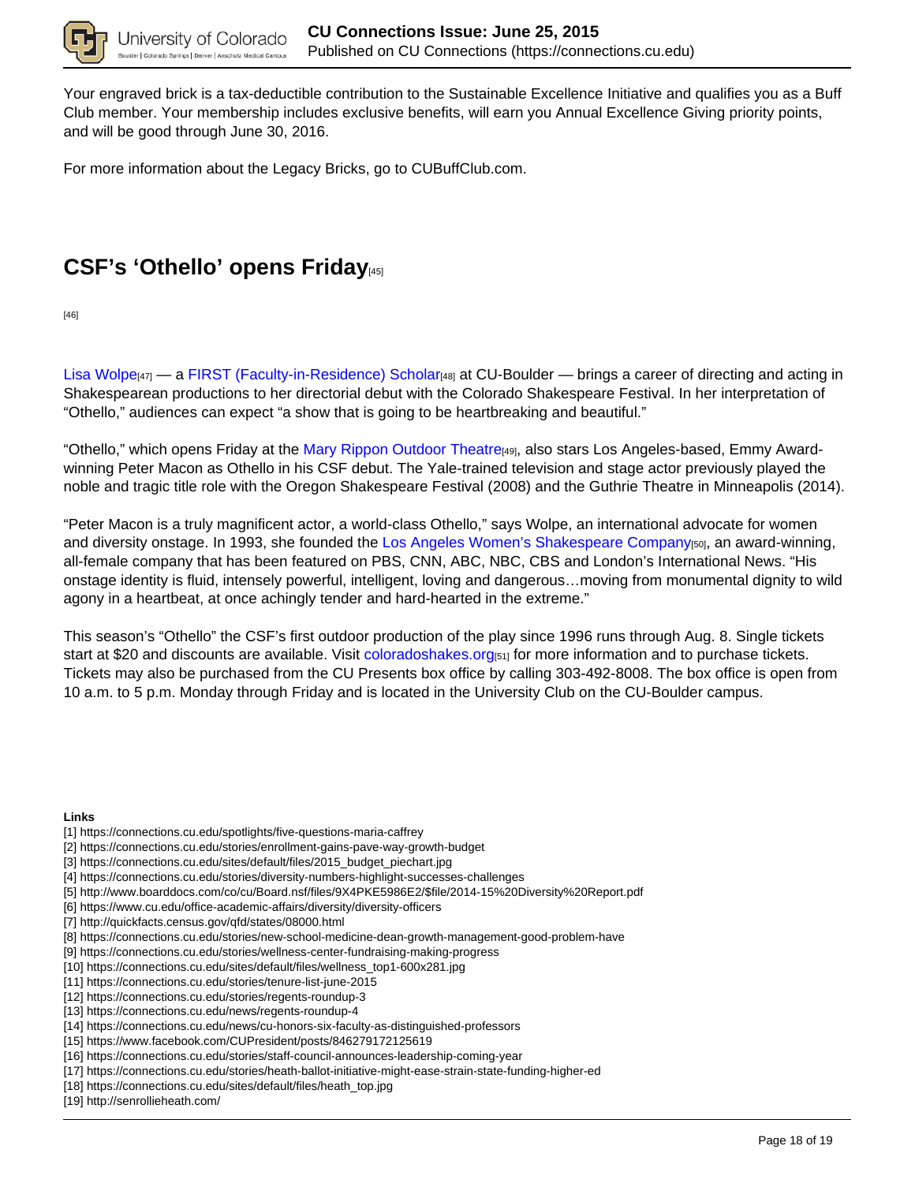Your engraved brick is a tax-deductible contribution to the Sustainable Excellence Initiative and qualifies you as a Buff Club member. Your membership includes exclusive benefits, will earn you Annual Excellence Giving priority points, and will be good through June 30, 2016.

For more information about the Legacy Bricks, go to CUBuffClub.com.

## CSF's 'Othello' opens Friday[45]

[46]

Lisa Wolpe[47] — a FIRST (Faculty-in-Residence) Scholar[48] at CU-Boulder — brings a career of directing and acting in Shakespearean productions to her directorial debut with the Colorado Shakespeare Festival. In her interpretation of "Othello," audiences can expect "a show that is going to be heartbreaking and beautiful."

"Othello," which opens Friday at the Mary Rippon Outdoor Theatre[49], also stars Los Angeles-based, Emmy Award-winning Peter Macon as Othello in his CSF debut. The Yale-trained television and stage actor previously played the noble and tragic title role with the Oregon Shakespeare Festival (2008) and the Guthrie Theatre in Minneapolis (2014).

"Peter Macon is a truly magnificent actor, a world-class Othello," says Wolpe, an international advocate for women and diversity onstage. In 1993, she founded the Los Angeles Women's Shakespeare Company[50], an award-winning, all-female company that has been featured on PBS, CNN, ABC, NBC, CBS and London's International News. "His onstage identity is fluid, intensely powerful, intelligent, loving and dangerous…moving from monumental dignity to wild agony in a heartbeat, at once achingly tender and hard-hearted in the extreme."

This season's "Othello" the CSF's first outdoor production of the play since 1996 runs through Aug. 8. Single tickets start at $20 and discounts are available. Visit coloradoshakes.org[51] for more information and to purchase tickets. Tickets may also be purchased from the CU Presents box office by calling 303-492-8008. The box office is open from 10 a.m. to 5 p.m. Monday through Friday and is located in the University Club on the CU-Boulder campus.

**Links**

[1] https://connections.cu.edu/spotlights/five-questions-maria-caffrey
[2] https://connections.cu.edu/stories/enrollment-gains-pave-way-growth-budget
[3] https://connections.cu.edu/sites/default/files/2015_budget_piechart.jpg
[4] https://connections.cu.edu/stories/diversity-numbers-highlight-successes-challenges
[5] http://www.boarddocs.com/co/cu/Board.nsf/files/9X4PKE5986E2/$file/2014-15%20Diversity%20Report.pdf
[6] https://www.cu.edu/office-academic-affairs/diversity/diversity-officers
[7] http://quickfacts.census.gov/qfd/states/08000.html
[8] https://connections.cu.edu/stories/new-school-medicine-dean-growth-management-good-problem-have
[9] https://connections.cu.edu/stories/wellness-center-fundraising-making-progress
[10] https://connections.cu.edu/sites/default/files/wellness_top1-600x281.jpg
[11] https://connections.cu.edu/stories/tenure-list-june-2015
[12] https://connections.cu.edu/stories/regents-roundup-3
[13] https://connections.cu.edu/news/regents-roundup-4
[14] https://connections.cu.edu/news/cu-honors-six-faculty-as-distinguished-professors
[15] https://www.facebook.com/CUPresident/posts/846279172125619
[16] https://connections.cu.edu/stories/staff-council-announces-leadership-coming-year
[17] https://connections.cu.edu/stories/heath-ballot-initiative-might-ease-strain-state-funding-higher-ed
[18] https://connections.cu.edu/sites/default/files/heath_top.jpg
[19] http://senrollieheath.com/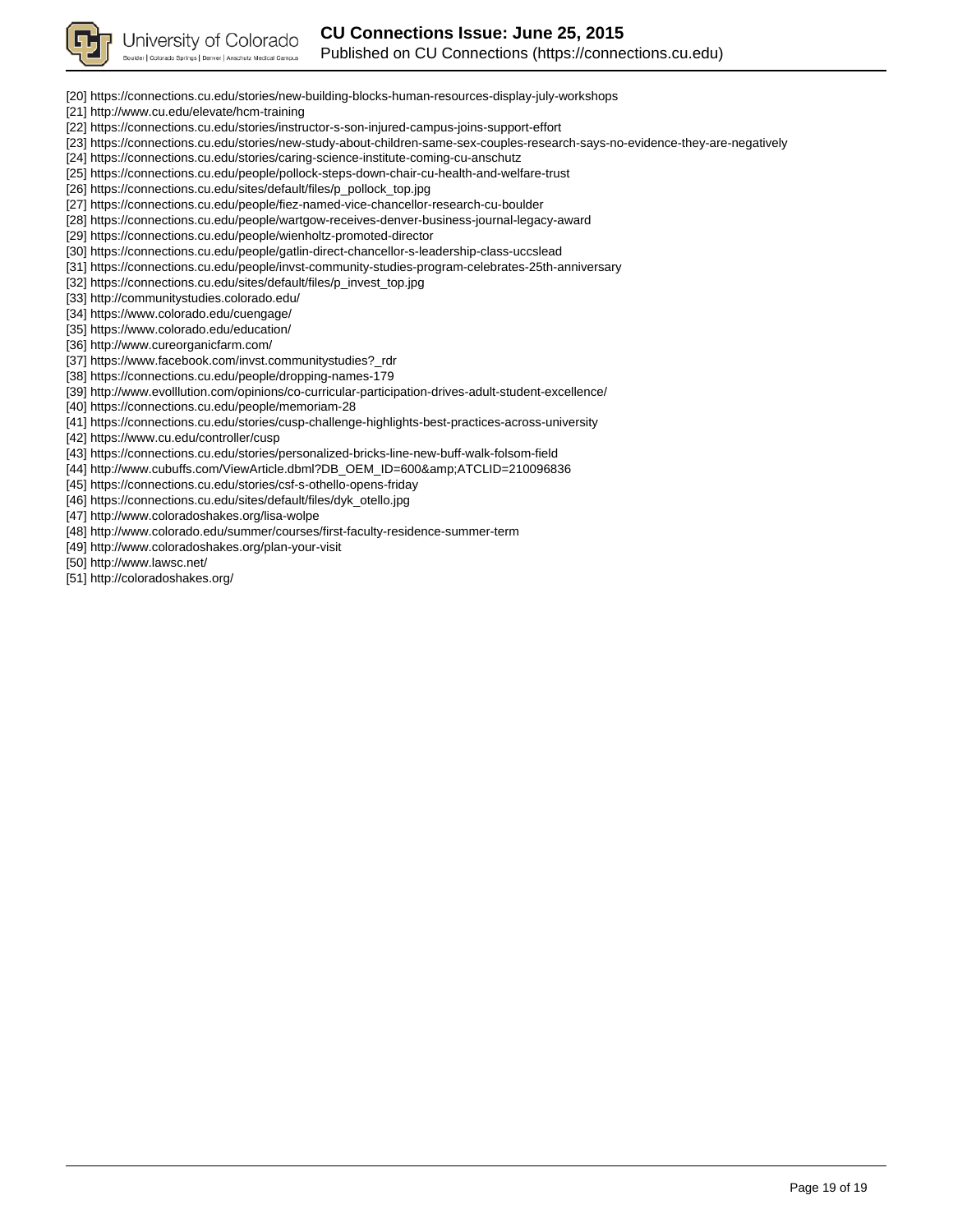[20] https://connections.cu.edu/stories/new-building-blocks-human-resources-display-july-workshops
[21] http://www.cu.edu/elevate/hcm-training
[22] https://connections.cu.edu/stories/instructor-s-son-injured-campus-joins-support-effort
[23] https://connections.cu.edu/stories/new-study-about-children-same-sex-couples-research-says-no-evidence-they-are-negatively
[24] https://connections.cu.edu/stories/caring-science-institute-coming-cu-anschutz
[25] https://connections.cu.edu/people/pollock-steps-down-chair-cu-health-and-welfare-trust
[26] https://connections.cu.edu/sites/default/files/p_pollock_top.jpg
[27] https://connections.cu.edu/people/fiez-named-vice-chancellor-research-cu-boulder
[28] https://connections.cu.edu/people/wartgow-receives-denver-business-journal-legacy-award
[29] https://connections.cu.edu/people/wienholtz-promoted-director
[30] https://connections.cu.edu/people/gatlin-direct-chancellor-s-leadership-class-uccslead
[31] https://connections.cu.edu/people/invst-community-studies-program-celebrates-25th-anniversary
[32] https://connections.cu.edu/sites/default/files/p_invest_top.jpg
[33] http://communitystudies.colorado.edu/
[34] https://www.colorado.edu/cuengage/
[35] https://www.colorado.edu/education/
[36] http://www.cureorganicfarm.com/
[37] https://www.facebook.com/invst.communitystudies?_rdr
[38] https://connections.cu.edu/people/dropping-names-179
[39] http://www.evolllution.com/opinions/co-curricular-participation-drives-adult-student-excellence/
[40] https://connections.cu.edu/people/memoriam-28
[41] https://connections.cu.edu/stories/cusp-challenge-highlights-best-practices-across-university
[42] https://www.cu.edu/controller/cusp
[43] https://connections.cu.edu/stories/personalized-bricks-line-new-buff-walk-folsom-field
[44] http://www.cubuffs.com/ViewArticle.dbml?DB_OEM_ID=600&amp;ATCLID=210096836
[45] https://connections.cu.edu/stories/csf-s-othello-opens-friday
[46] https://connections.cu.edu/sites/default/files/dyk_otello.jpg
[47] http://www.coloradoshakes.org/lisa-wolpe
[48] http://www.colorado.edu/summer/courses/first-faculty-residence-summer-term
[49] http://www.coloradoshakes.org/plan-your-visit
[50] http://www.lawsc.net/
[51] http://coloradoshakes.org/